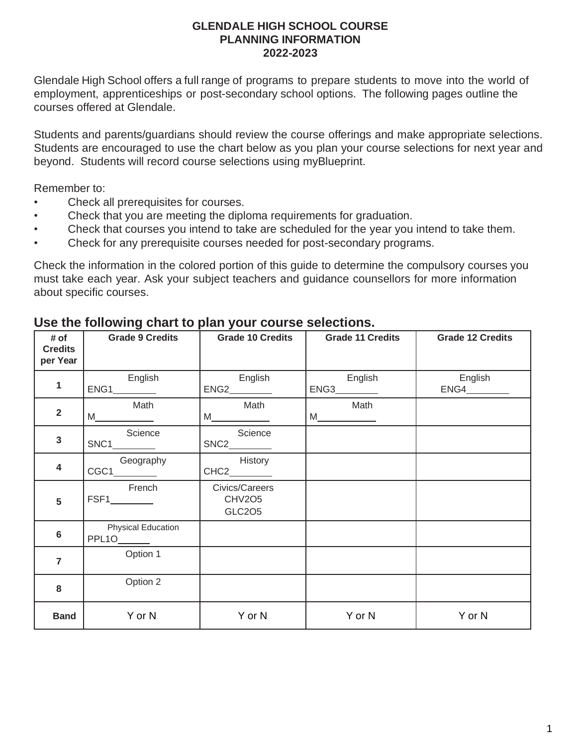# GLENDALE HIGH SCHOOL COURSE PLANNING INFORMATION 2022-2023

Glendale High School offers a full range of programs to prepare students to move into the world of employment, apprenticeships or post-secondary school options. The following pages outline the courses offered at Glendale.

Students and parents/guardians should review the course offerings and make appropriate selections. Students are encouraged to use the chart below as you plan your course selections for next year and beyond. Students will record course selections using myBlueprint.

Remember to:

- Check all prerequisites for courses.
- Check that you are meeting the diploma requirements for graduation.
- Check that courses you intend to take are scheduled for the year you intend to take them.
- Check for any prerequisite courses needed for post-secondary programs.

Check the information in the colored portion of this guide to determine the compulsory courses you must take each year. Ask your subject teachers and guidance counsellors for more information about specific courses.

## Use the following chart to plan your course selections.

| # of Credits per Year | Grade 9 Credits | Grade 10 Credits | Grade 11 Credits | Grade 12 Credits |
|---|---|---|---|---|
| 1 | English ENG1________ | English ENG2________ | English ENG3________ | English ENG4________ |
| 2 | Math M___________ | Math M___________ | Math M___________ | |
| 3 | Science SNC1________ | Science SNC2________ | | |
| 4 | Geography CGC1________ | History CHC2________ | | |
| 5 | French FSF1________ | Civics/Careers CHV2O5 GLC2O5 | | |
| 6 | Physical Education PPL1O______ | | | |
| 7 | Option 1 | | | |
| 8 | Option 2 | | | |
| **Band** | Y or N | Y or N | Y or N | Y or N |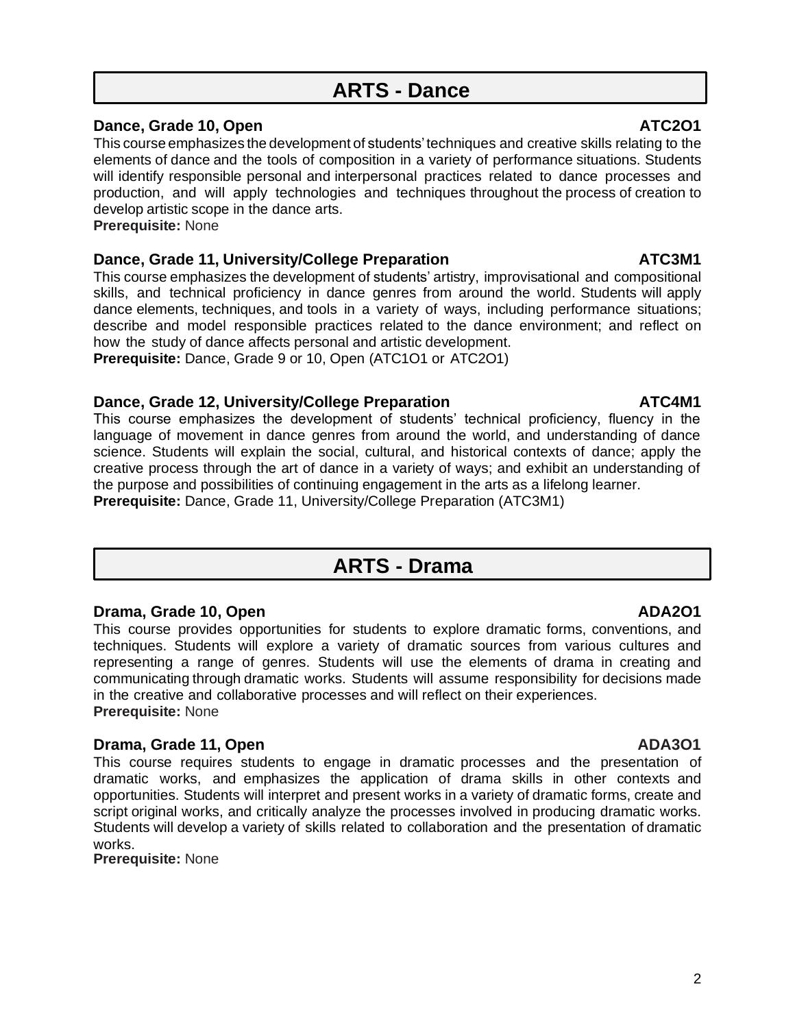# ARTS - Dance

### Dance, Grade 10, Open — ATC2O1

This course emphasizes the development of students' techniques and creative skills relating to the elements of dance and the tools of composition in a variety of performance situations. Students will identify responsible personal and interpersonal practices related to dance processes and production, and will apply technologies and techniques throughout the process of creation to develop artistic scope in the dance arts.

**Prerequisite:** None

### Dance, Grade 11, University/College Preparation — ATC3M1

This course emphasizes the development of students' artistry, improvisational and compositional skills, and technical proficiency in dance genres from around the world. Students will apply dance elements, techniques, and tools in a variety of ways, including performance situations; describe and model responsible practices related to the dance environment; and reflect on how the study of dance affects personal and artistic development.

**Prerequisite:** Dance, Grade 9 or 10, Open (ATC1O1 or ATC2O1)

### Dance, Grade 12, University/College Preparation — ATC4M1

This course emphasizes the development of students' technical proficiency, fluency in the language of movement in dance genres from around the world, and understanding of dance science. Students will explain the social, cultural, and historical contexts of dance; apply the creative process through the art of dance in a variety of ways; and exhibit an understanding of the purpose and possibilities of continuing engagement in the arts as a lifelong learner.

**Prerequisite:** Dance, Grade 11, University/College Preparation (ATC3M1)

# ARTS - Drama

### Drama, Grade 10, Open — ADA2O1

This course provides opportunities for students to explore dramatic forms, conventions, and techniques. Students will explore a variety of dramatic sources from various cultures and representing a range of genres. Students will use the elements of drama in creating and communicating through dramatic works. Students will assume responsibility for decisions made in the creative and collaborative processes and will reflect on their experiences.

**Prerequisite:** None

### Drama, Grade 11, Open — ADA3O1

This course requires students to engage in dramatic processes and the presentation of dramatic works, and emphasizes the application of drama skills in other contexts and opportunities. Students will interpret and present works in a variety of dramatic forms, create and script original works, and critically analyze the processes involved in producing dramatic works. Students will develop a variety of skills related to collaboration and the presentation of dramatic works.

**Prerequisite:** None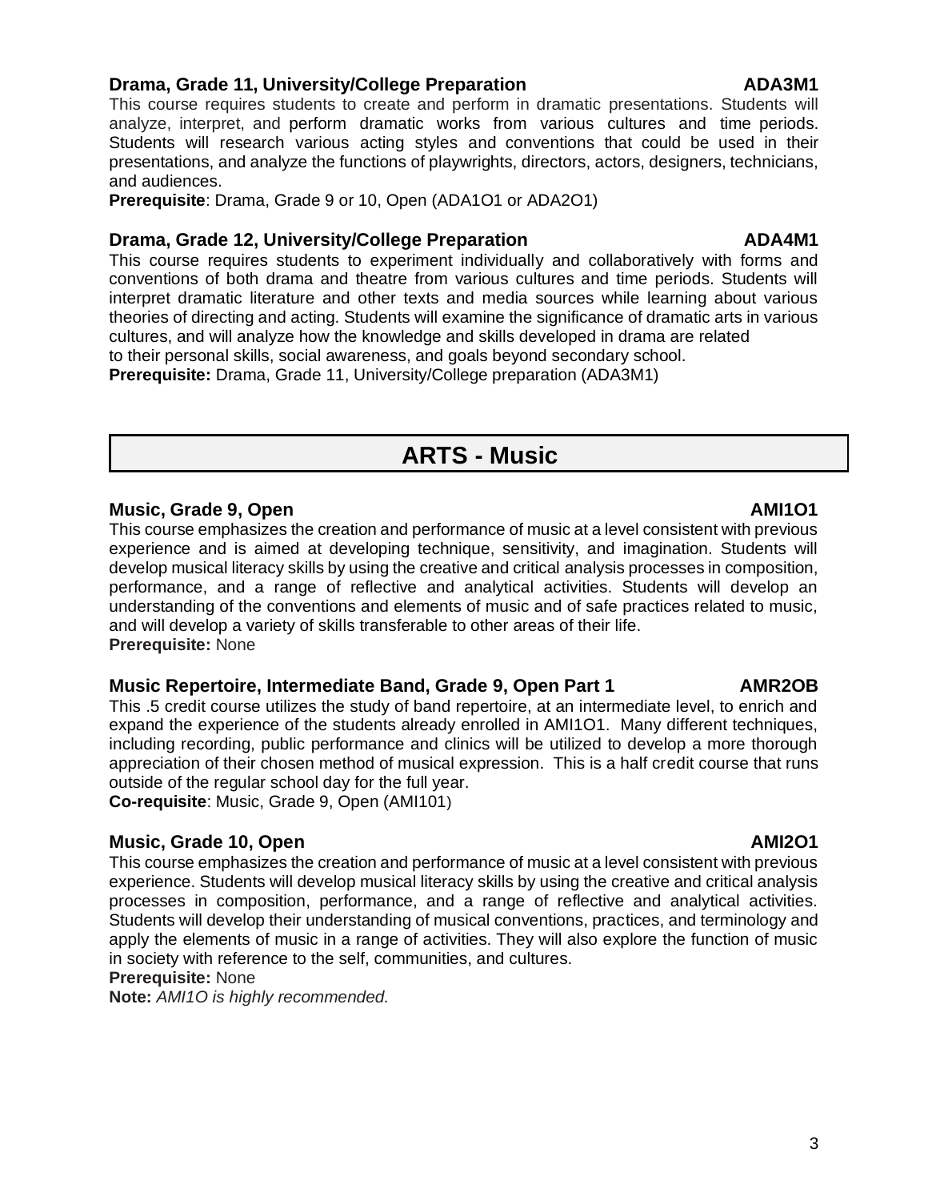### Drama, Grade 11, University/College Preparation — ADA3M1

This course requires students to create and perform in dramatic presentations. Students will analyze, interpret, and perform dramatic works from various cultures and time periods. Students will research various acting styles and conventions that could be used in their presentations, and analyze the functions of playwrights, directors, actors, designers, technicians, and audiences.

**Prerequisite**: Drama, Grade 9 or 10, Open (ADA1O1 or ADA2O1)

### Drama, Grade 12, University/College Preparation — ADA4M1

This course requires students to experiment individually and collaboratively with forms and conventions of both drama and theatre from various cultures and time periods. Students will interpret dramatic literature and other texts and media sources while learning about various theories of directing and acting. Students will examine the significance of dramatic arts in various cultures, and will analyze how the knowledge and skills developed in drama are related to their personal skills, social awareness, and goals beyond secondary school.

**Prerequisite:** Drama, Grade 11, University/College preparation (ADA3M1)

## ARTS - Music

### Music, Grade 9, Open — AMI1O1

This course emphasizes the creation and performance of music at a level consistent with previous experience and is aimed at developing technique, sensitivity, and imagination. Students will develop musical literacy skills by using the creative and critical analysis processes in composition, performance, and a range of reflective and analytical activities. Students will develop an understanding of the conventions and elements of music and of safe practices related to music, and will develop a variety of skills transferable to other areas of their life.

**Prerequisite:** None

### Music Repertoire, Intermediate Band, Grade 9, Open Part 1 — AMR2OB

This .5 credit course utilizes the study of band repertoire, at an intermediate level, to enrich and expand the experience of the students already enrolled in AMI1O1. Many different techniques, including recording, public performance and clinics will be utilized to develop a more thorough appreciation of their chosen method of musical expression. This is a half credit course that runs outside of the regular school day for the full year.

**Co-requisite**: Music, Grade 9, Open (AMI101)

### Music, Grade 10, Open — AMI2O1

This course emphasizes the creation and performance of music at a level consistent with previous experience. Students will develop musical literacy skills by using the creative and critical analysis processes in composition, performance, and a range of reflective and analytical activities. Students will develop their understanding of musical conventions, practices, and terminology and apply the elements of music in a range of activities. They will also explore the function of music in society with reference to the self, communities, and cultures.

**Prerequisite:** None

**Note:** *AMI1O is highly recommended.*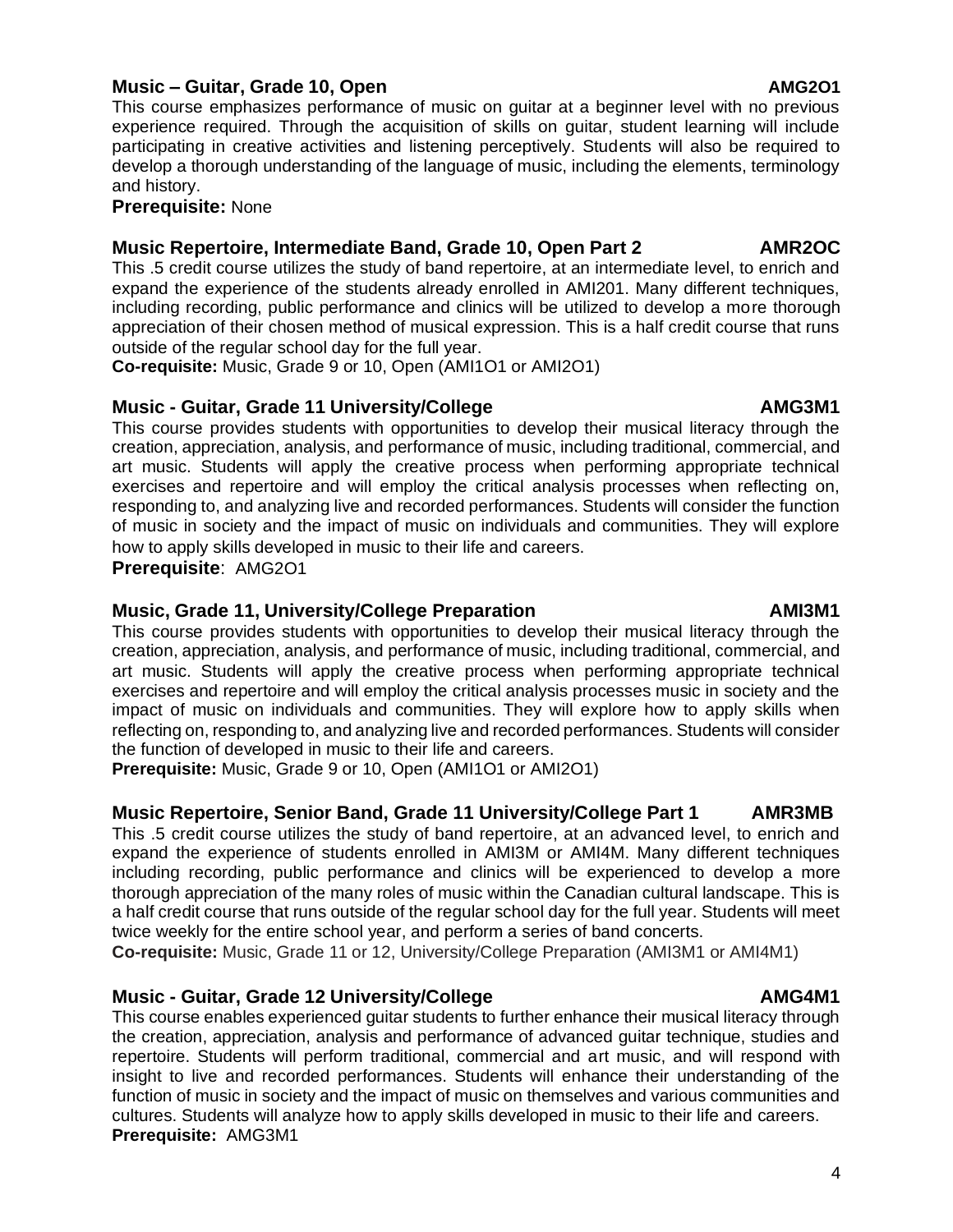### Music – Guitar, Grade 10, Open AMG2O1

This course emphasizes performance of music on guitar at a beginner level with no previous experience required. Through the acquisition of skills on guitar, student learning will include participating in creative activities and listening perceptively. Students will also be required to develop a thorough understanding of the language of music, including the elements, terminology and history.

**Prerequisite:** None

### Music Repertoire, Intermediate Band, Grade 10, Open Part 2 AMR2OC

This .5 credit course utilizes the study of band repertoire, at an intermediate level, to enrich and expand the experience of the students already enrolled in AMI201. Many different techniques, including recording, public performance and clinics will be utilized to develop a more thorough appreciation of their chosen method of musical expression. This is a half credit course that runs outside of the regular school day for the full year.

**Co-requisite:** Music, Grade 9 or 10, Open (AMI1O1 or AMI2O1)

### Music - Guitar, Grade 11 University/College AMG3M1

This course provides students with opportunities to develop their musical literacy through the creation, appreciation, analysis, and performance of music, including traditional, commercial, and art music. Students will apply the creative process when performing appropriate technical exercises and repertoire and will employ the critical analysis processes when reflecting on, responding to, and analyzing live and recorded performances. Students will consider the function of music in society and the impact of music on individuals and communities. They will explore how to apply skills developed in music to their life and careers.

**Prerequisite**: AMG2O1

### Music, Grade 11, University/College Preparation AMI3M1

This course provides students with opportunities to develop their musical literacy through the creation, appreciation, analysis, and performance of music, including traditional, commercial, and art music. Students will apply the creative process when performing appropriate technical exercises and repertoire and will employ the critical analysis processes music in society and the impact of music on individuals and communities. They will explore how to apply skills when reflecting on, responding to, and analyzing live and recorded performances. Students will consider the function of developed in music to their life and careers.

**Prerequisite:** Music, Grade 9 or 10, Open (AMI1O1 or AMI2O1)

### Music Repertoire, Senior Band, Grade 11 University/College Part 1 AMR3MB

This .5 credit course utilizes the study of band repertoire, at an advanced level, to enrich and expand the experience of students enrolled in AMI3M or AMI4M. Many different techniques including recording, public performance and clinics will be experienced to develop a more thorough appreciation of the many roles of music within the Canadian cultural landscape. This is a half credit course that runs outside of the regular school day for the full year. Students will meet twice weekly for the entire school year, and perform a series of band concerts.

**Co-requisite:** Music, Grade 11 or 12, University/College Preparation (AMI3M1 or AMI4M1)

### Music - Guitar, Grade 12 University/College AMG4M1

This course enables experienced guitar students to further enhance their musical literacy through the creation, appreciation, analysis and performance of advanced guitar technique, studies and repertoire. Students will perform traditional, commercial and art music, and will respond with insight to live and recorded performances. Students will enhance their understanding of the function of music in society and the impact of music on themselves and various communities and cultures. Students will analyze how to apply skills developed in music to their life and careers.

**Prerequisite:** AMG3M1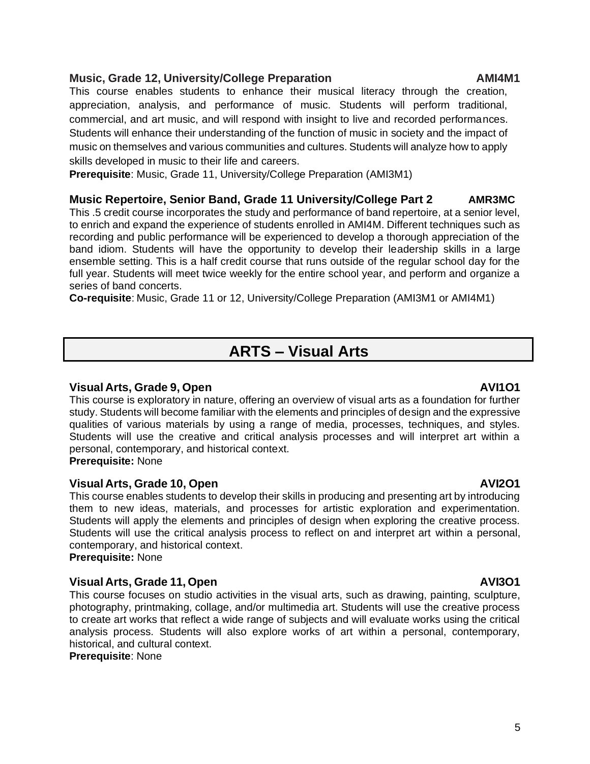### Music, Grade 12, University/College Preparation — AMI4M1

This course enables students to enhance their musical literacy through the creation, appreciation, analysis, and performance of music. Students will perform traditional, commercial, and art music, and will respond with insight to live and recorded performances. Students will enhance their understanding of the function of music in society and the impact of music on themselves and various communities and cultures. Students will analyze how to apply skills developed in music to their life and careers.

**Prerequisite**: Music, Grade 11, University/College Preparation (AMI3M1)

### Music Repertoire, Senior Band, Grade 11 University/College Part 2 — AMR3MC

This .5 credit course incorporates the study and performance of band repertoire, at a senior level, to enrich and expand the experience of students enrolled in AMI4M. Different techniques such as recording and public performance will be experienced to develop a thorough appreciation of the band idiom. Students will have the opportunity to develop their leadership skills in a large ensemble setting. This is a half credit course that runs outside of the regular school day for the full year. Students will meet twice weekly for the entire school year, and perform and organize a series of band concerts.

**Co-requisite**: Music, Grade 11 or 12, University/College Preparation (AMI3M1 or AMI4M1)

## ARTS – Visual Arts

### Visual Arts, Grade 9, Open — AVI1O1

This course is exploratory in nature, offering an overview of visual arts as a foundation for further study. Students will become familiar with the elements and principles of design and the expressive qualities of various materials by using a range of media, processes, techniques, and styles. Students will use the creative and critical analysis processes and will interpret art within a personal, contemporary, and historical context.

**Prerequisite:** None

### Visual Arts, Grade 10, Open — AVI2O1

This course enables students to develop their skills in producing and presenting art by introducing them to new ideas, materials, and processes for artistic exploration and experimentation. Students will apply the elements and principles of design when exploring the creative process. Students will use the critical analysis process to reflect on and interpret art within a personal, contemporary, and historical context.

**Prerequisite:** None

### Visual Arts, Grade 11, Open — AVI3O1

This course focuses on studio activities in the visual arts, such as drawing, painting, sculpture, photography, printmaking, collage, and/or multimedia art. Students will use the creative process to create art works that reflect a wide range of subjects and will evaluate works using the critical analysis process. Students will also explore works of art within a personal, contemporary, historical, and cultural context.

**Prerequisite**: None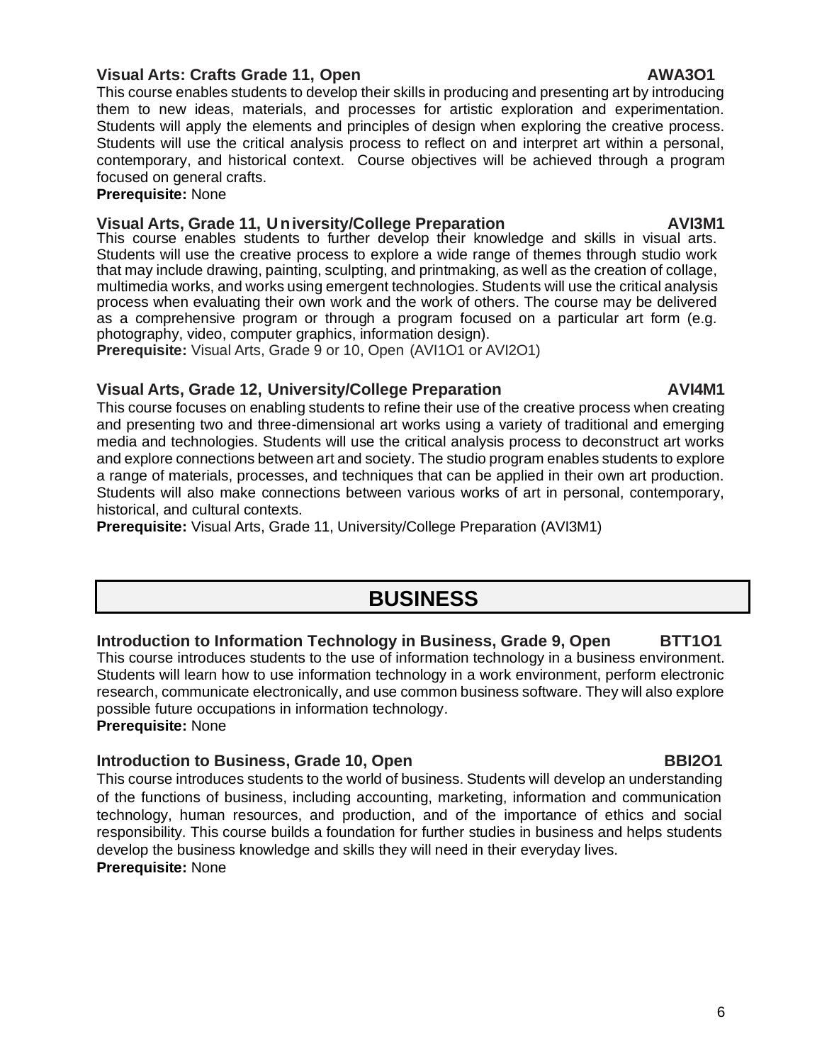### Visual Arts: Crafts Grade 11, Open — AWA3O1

This course enables students to develop their skills in producing and presenting art by introducing them to new ideas, materials, and processes for artistic exploration and experimentation. Students will apply the elements and principles of design when exploring the creative process. Students will use the critical analysis process to reflect on and interpret art within a personal, contemporary, and historical context. Course objectives will be achieved through a program focused on general crafts.

**Prerequisite:** None

### Visual Arts, Grade 11, University/College Preparation — AVI3M1

This course enables students to further develop their knowledge and skills in visual arts. Students will use the creative process to explore a wide range of themes through studio work that may include drawing, painting, sculpting, and printmaking, as well as the creation of collage, multimedia works, and works using emergent technologies. Students will use the critical analysis process when evaluating their own work and the work of others. The course may be delivered as a comprehensive program or through a program focused on a particular art form (e.g. photography, video, computer graphics, information design).

**Prerequisite:** Visual Arts, Grade 9 or 10, Open (AVI1O1 or AVI2O1)

### Visual Arts, Grade 12, University/College Preparation — AVI4M1

This course focuses on enabling students to refine their use of the creative process when creating and presenting two and three-dimensional art works using a variety of traditional and emerging media and technologies. Students will use the critical analysis process to deconstruct art works and explore connections between art and society. The studio program enables students to explore a range of materials, processes, and techniques that can be applied in their own art production. Students will also make connections between various works of art in personal, contemporary, historical, and cultural contexts.

**Prerequisite:** Visual Arts, Grade 11, University/College Preparation (AVI3M1)

## BUSINESS

### Introduction to Information Technology in Business, Grade 9, Open — BTT1O1

This course introduces students to the use of information technology in a business environment. Students will learn how to use information technology in a work environment, perform electronic research, communicate electronically, and use common business software. They will also explore possible future occupations in information technology.

**Prerequisite:** None

### Introduction to Business, Grade 10, Open — BBI2O1

This course introduces students to the world of business. Students will develop an understanding of the functions of business, including accounting, marketing, information and communication technology, human resources, and production, and of the importance of ethics and social responsibility. This course builds a foundation for further studies in business and helps students develop the business knowledge and skills they will need in their everyday lives.

**Prerequisite:** None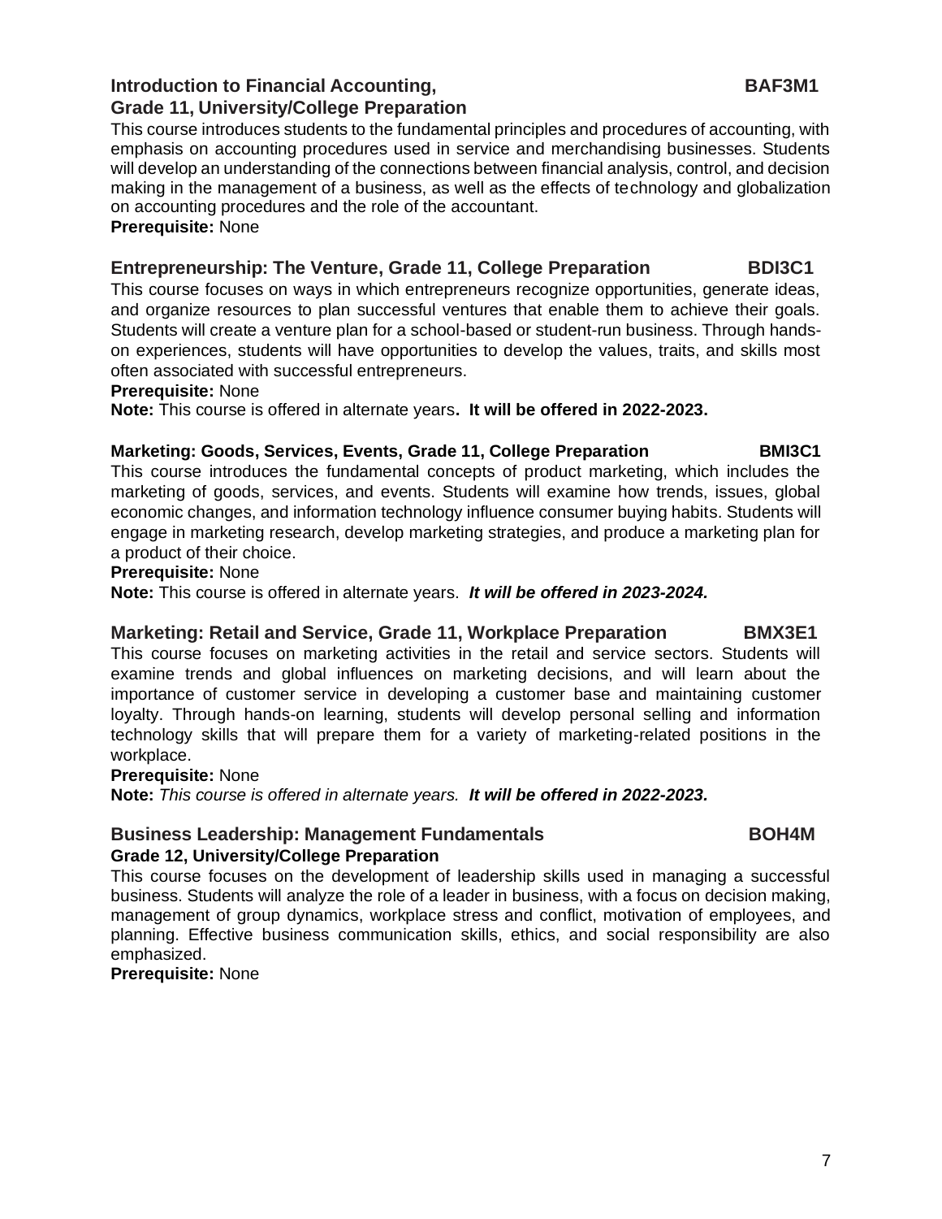### Introduction to Financial Accounting, Grade 11, University/College Preparation — BAF3M1

This course introduces students to the fundamental principles and procedures of accounting, with emphasis on accounting procedures used in service and merchandising businesses. Students will develop an understanding of the connections between financial analysis, control, and decision making in the management of a business, as well as the effects of technology and globalization on accounting procedures and the role of the accountant.

**Prerequisite:** None

### Entrepreneurship: The Venture, Grade 11, College Preparation — BDI3C1

This course focuses on ways in which entrepreneurs recognize opportunities, generate ideas, and organize resources to plan successful ventures that enable them to achieve their goals. Students will create a venture plan for a school-based or student-run business. Through hands-on experiences, students will have opportunities to develop the values, traits, and skills most often associated with successful entrepreneurs.

**Prerequisite:** None

**Note:** This course is offered in alternate years**. It will be offered in 2022-2023.**

### Marketing: Goods, Services, Events, Grade 11, College Preparation — BMI3C1

This course introduces the fundamental concepts of product marketing, which includes the marketing of goods, services, and events. Students will examine how trends, issues, global economic changes, and information technology influence consumer buying habits. Students will engage in marketing research, develop marketing strategies, and produce a marketing plan for a product of their choice.

**Prerequisite:** None

**Note:** This course is offered in alternate years. ***It will be offered in 2023-2024.***

### Marketing: Retail and Service, Grade 11, Workplace Preparation — BMX3E1

This course focuses on marketing activities in the retail and service sectors. Students will examine trends and global influences on marketing decisions, and will learn about the importance of customer service in developing a customer base and maintaining customer loyalty. Through hands-on learning, students will develop personal selling and information technology skills that will prepare them for a variety of marketing-related positions in the workplace.

**Prerequisite:** None

**Note:** *This course is offered in alternate years.* ***It will be offered in 2022-2023.***

### Business Leadership: Management Fundamentals, Grade 12, University/College Preparation — BOH4M

This course focuses on the development of leadership skills used in managing a successful business. Students will analyze the role of a leader in business, with a focus on decision making, management of group dynamics, workplace stress and conflict, motivation of employees, and planning. Effective business communication skills, ethics, and social responsibility are also emphasized.

**Prerequisite:** None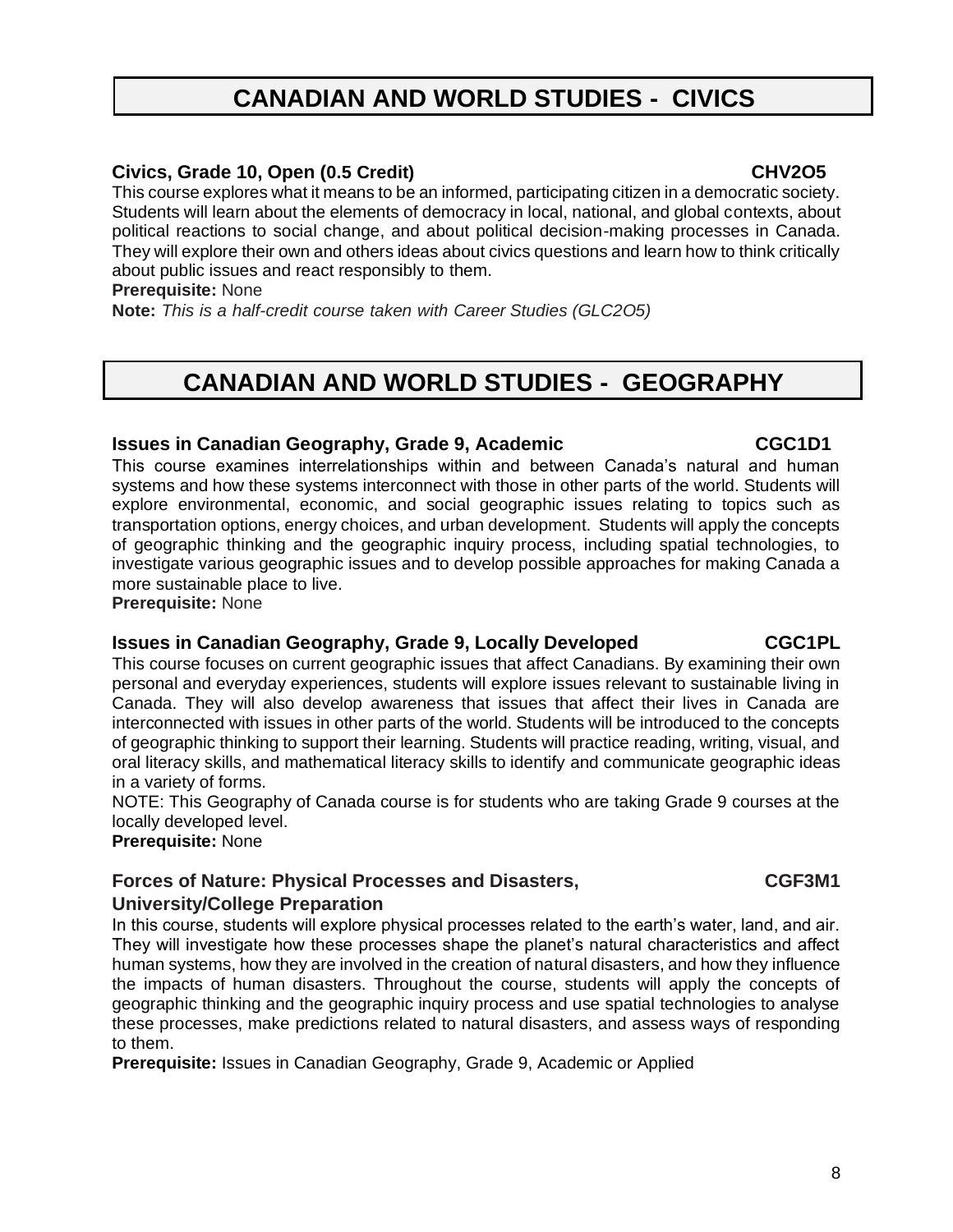# CANADIAN AND WORLD STUDIES - CIVICS

### Civics, Grade 10, Open (0.5 Credit) CHV2O5

This course explores what it means to be an informed, participating citizen in a democratic society. Students will learn about the elements of democracy in local, national, and global contexts, about political reactions to social change, and about political decision-making processes in Canada. They will explore their own and others ideas about civics questions and learn how to think critically about public issues and react responsibly to them.

**Prerequisite:** None

**Note:** *This is a half-credit course taken with Career Studies (GLC2O5)*

# CANADIAN AND WORLD STUDIES - GEOGRAPHY

### Issues in Canadian Geography, Grade 9, Academic CGC1D1

This course examines interrelationships within and between Canada's natural and human systems and how these systems interconnect with those in other parts of the world. Students will explore environmental, economic, and social geographic issues relating to topics such as transportation options, energy choices, and urban development. Students will apply the concepts of geographic thinking and the geographic inquiry process, including spatial technologies, to investigate various geographic issues and to develop possible approaches for making Canada a more sustainable place to live.

**Prerequisite:** None

### Issues in Canadian Geography, Grade 9, Locally Developed CGC1PL

This course focuses on current geographic issues that affect Canadians. By examining their own personal and everyday experiences, students will explore issues relevant to sustainable living in Canada. They will also develop awareness that issues that affect their lives in Canada are interconnected with issues in other parts of the world. Students will be introduced to the concepts of geographic thinking to support their learning. Students will practice reading, writing, visual, and oral literacy skills, and mathematical literacy skills to identify and communicate geographic ideas in a variety of forms.

NOTE: This Geography of Canada course is for students who are taking Grade 9 courses at the locally developed level.

**Prerequisite:** None

### Forces of Nature: Physical Processes and Disasters, University/College Preparation CGF3M1

In this course, students will explore physical processes related to the earth's water, land, and air. They will investigate how these processes shape the planet's natural characteristics and affect human systems, how they are involved in the creation of natural disasters, and how they influence the impacts of human disasters. Throughout the course, students will apply the concepts of geographic thinking and the geographic inquiry process and use spatial technologies to analyse these processes, make predictions related to natural disasters, and assess ways of responding to them.

**Prerequisite:** Issues in Canadian Geography, Grade 9, Academic or Applied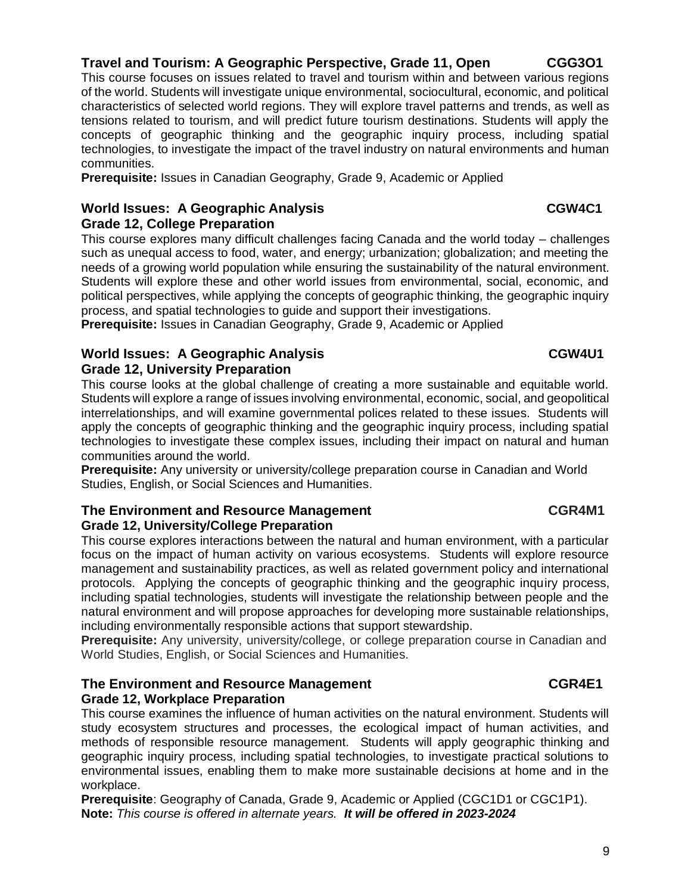### Travel and Tourism: A Geographic Perspective, Grade 11, Open CGG3O1

This course focuses on issues related to travel and tourism within and between various regions of the world. Students will investigate unique environmental, sociocultural, economic, and political characteristics of selected world regions. They will explore travel patterns and trends, as well as tensions related to tourism, and will predict future tourism destinations. Students will apply the concepts of geographic thinking and the geographic inquiry process, including spatial technologies, to investigate the impact of the travel industry on natural environments and human communities.

**Prerequisite:** Issues in Canadian Geography, Grade 9, Academic or Applied

### World Issues: A Geographic Analysis CGW4C1
### Grade 12, College Preparation

This course explores many difficult challenges facing Canada and the world today – challenges such as unequal access to food, water, and energy; urbanization; globalization; and meeting the needs of a growing world population while ensuring the sustainability of the natural environment. Students will explore these and other world issues from environmental, social, economic, and political perspectives, while applying the concepts of geographic thinking, the geographic inquiry process, and spatial technologies to guide and support their investigations.

**Prerequisite:** Issues in Canadian Geography, Grade 9, Academic or Applied

### World Issues: A Geographic Analysis CGW4U1
### Grade 12, University Preparation

This course looks at the global challenge of creating a more sustainable and equitable world. Students will explore a range of issues involving environmental, economic, social, and geopolitical interrelationships, and will examine governmental polices related to these issues. Students will apply the concepts of geographic thinking and the geographic inquiry process, including spatial technologies to investigate these complex issues, including their impact on natural and human communities around the world.

**Prerequisite:** Any university or university/college preparation course in Canadian and World Studies, English, or Social Sciences and Humanities.

### The Environment and Resource Management CGR4M1
### Grade 12, University/College Preparation

This course explores interactions between the natural and human environment, with a particular focus on the impact of human activity on various ecosystems. Students will explore resource management and sustainability practices, as well as related government policy and international protocols. Applying the concepts of geographic thinking and the geographic inquiry process, including spatial technologies, students will investigate the relationship between people and the natural environment and will propose approaches for developing more sustainable relationships, including environmentally responsible actions that support stewardship.

**Prerequisite:** Any university, university/college, or college preparation course in Canadian and World Studies, English, or Social Sciences and Humanities.

### The Environment and Resource Management CGR4E1
### Grade 12, Workplace Preparation

This course examines the influence of human activities on the natural environment. Students will study ecosystem structures and processes, the ecological impact of human activities, and methods of responsible resource management. Students will apply geographic thinking and geographic inquiry process, including spatial technologies, to investigate practical solutions to environmental issues, enabling them to make more sustainable decisions at home and in the workplace.

**Prerequisite**: Geography of Canada, Grade 9, Academic or Applied (CGC1D1 or CGC1P1).
**Note:** *This course is offered in alternate years.* ***It will be offered in 2023-2024***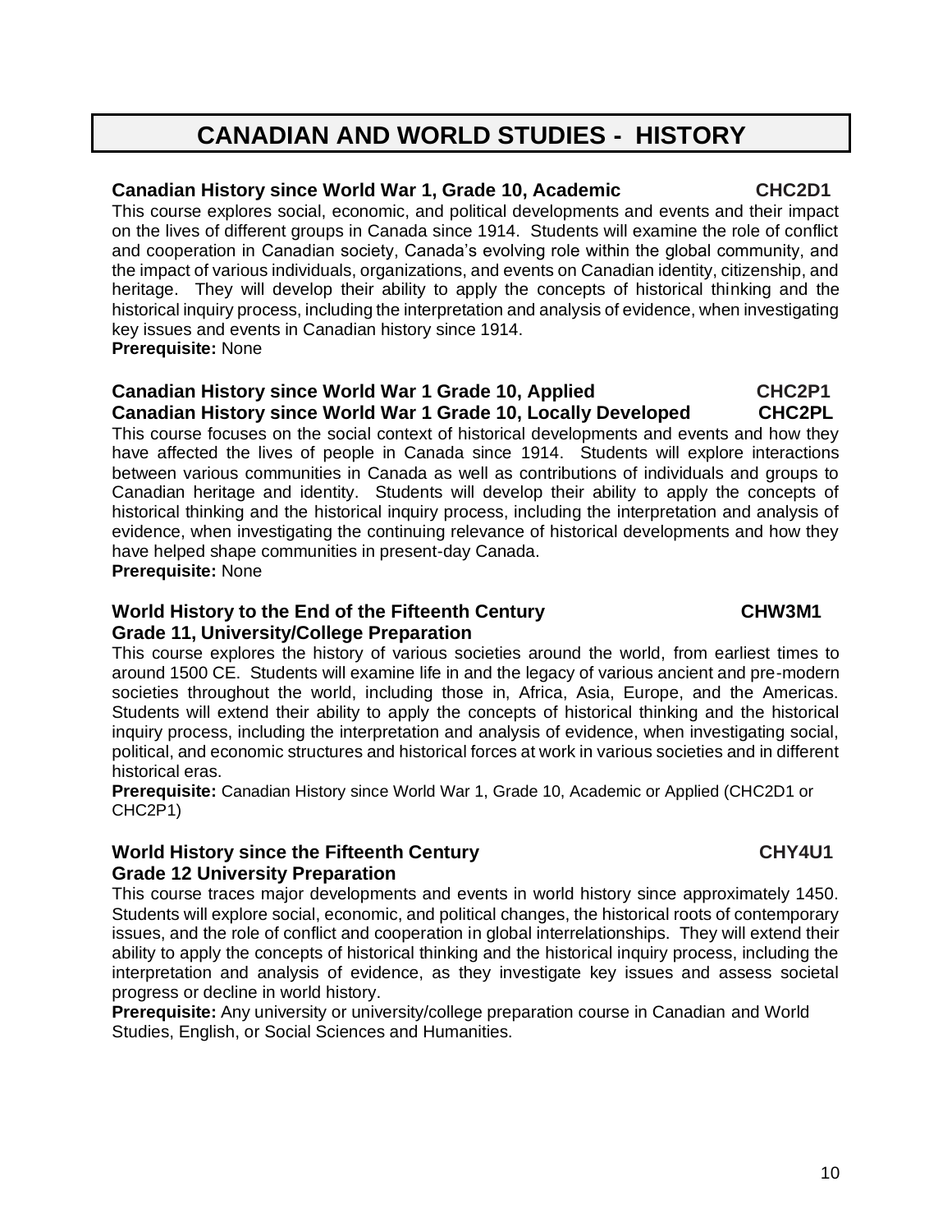# CANADIAN AND WORLD STUDIES - HISTORY

### Canadian History since World War 1, Grade 10, Academic — CHC2D1

This course explores social, economic, and political developments and events and their impact on the lives of different groups in Canada since 1914. Students will examine the role of conflict and cooperation in Canadian society, Canada's evolving role within the global community, and the impact of various individuals, organizations, and events on Canadian identity, citizenship, and heritage. They will develop their ability to apply the concepts of historical thinking and the historical inquiry process, including the interpretation and analysis of evidence, when investigating key issues and events in Canadian history since 1914.

**Prerequisite:** None

### Canadian History since World War 1 Grade 10, Applied — CHC2P1
### Canadian History since World War 1 Grade 10, Locally Developed — CHC2PL

This course focuses on the social context of historical developments and events and how they have affected the lives of people in Canada since 1914. Students will explore interactions between various communities in Canada as well as contributions of individuals and groups to Canadian heritage and identity. Students will develop their ability to apply the concepts of historical thinking and the historical inquiry process, including the interpretation and analysis of evidence, when investigating the continuing relevance of historical developments and how they have helped shape communities in present-day Canada.

**Prerequisite:** None

### World History to the End of the Fifteenth Century — CHW3M1
### Grade 11, University/College Preparation

This course explores the history of various societies around the world, from earliest times to around 1500 CE. Students will examine life in and the legacy of various ancient and pre-modern societies throughout the world, including those in, Africa, Asia, Europe, and the Americas. Students will extend their ability to apply the concepts of historical thinking and the historical inquiry process, including the interpretation and analysis of evidence, when investigating social, political, and economic structures and historical forces at work in various societies and in different historical eras.

**Prerequisite:** Canadian History since World War 1, Grade 10, Academic or Applied (CHC2D1 or CHC2P1)

### World History since the Fifteenth Century — CHY4U1
### Grade 12 University Preparation

This course traces major developments and events in world history since approximately 1450. Students will explore social, economic, and political changes, the historical roots of contemporary issues, and the role of conflict and cooperation in global interrelationships. They will extend their ability to apply the concepts of historical thinking and the historical inquiry process, including the interpretation and analysis of evidence, as they investigate key issues and assess societal progress or decline in world history.

**Prerequisite:** Any university or university/college preparation course in Canadian and World Studies, English, or Social Sciences and Humanities.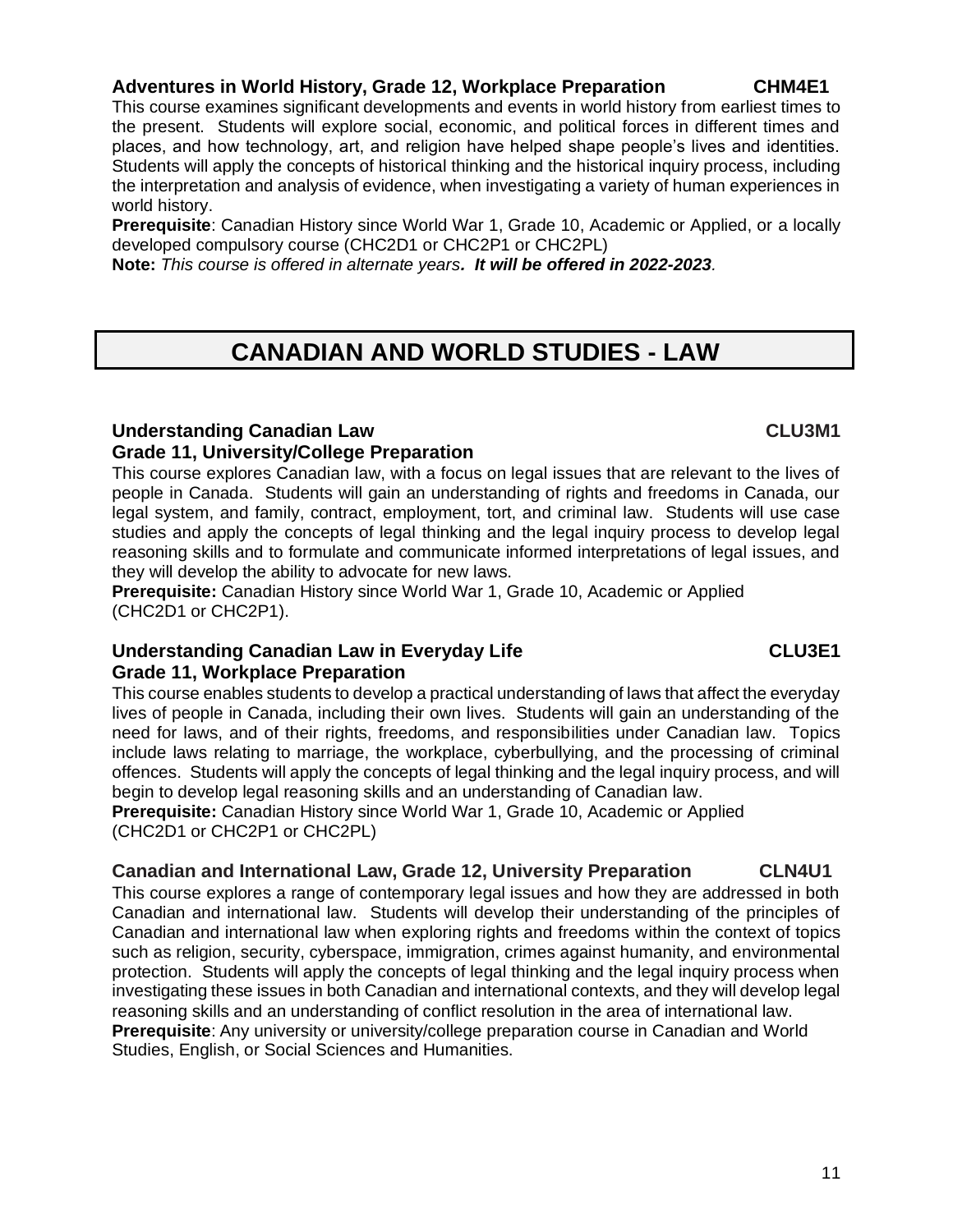### Adventures in World History, Grade 12, Workplace Preparation CHM4E1

This course examines significant developments and events in world history from earliest times to the present. Students will explore social, economic, and political forces in different times and places, and how technology, art, and religion have helped shape people's lives and identities. Students will apply the concepts of historical thinking and the historical inquiry process, including the interpretation and analysis of evidence, when investigating a variety of human experiences in world history.

**Prerequisite**: Canadian History since World War 1, Grade 10, Academic or Applied, or a locally developed compulsory course (CHC2D1 or CHC2P1 or CHC2PL)

**Note:** *This course is offered in alternate years. **It will be offered in 2022-2023**.*

# CANADIAN AND WORLD STUDIES - LAW

### Understanding Canadian Law CLU3M1
### Grade 11, University/College Preparation

This course explores Canadian law, with a focus on legal issues that are relevant to the lives of people in Canada. Students will gain an understanding of rights and freedoms in Canada, our legal system, and family, contract, employment, tort, and criminal law. Students will use case studies and apply the concepts of legal thinking and the legal inquiry process to develop legal reasoning skills and to formulate and communicate informed interpretations of legal issues, and they will develop the ability to advocate for new laws.

**Prerequisite:** Canadian History since World War 1, Grade 10, Academic or Applied (CHC2D1 or CHC2P1).

### Understanding Canadian Law in Everyday Life CLU3E1
### Grade 11, Workplace Preparation

This course enables students to develop a practical understanding of laws that affect the everyday lives of people in Canada, including their own lives. Students will gain an understanding of the need for laws, and of their rights, freedoms, and responsibilities under Canadian law. Topics include laws relating to marriage, the workplace, cyberbullying, and the processing of criminal offences. Students will apply the concepts of legal thinking and the legal inquiry process, and will begin to develop legal reasoning skills and an understanding of Canadian law.

**Prerequisite:** Canadian History since World War 1, Grade 10, Academic or Applied (CHC2D1 or CHC2P1 or CHC2PL)

### Canadian and International Law, Grade 12, University Preparation CLN4U1

This course explores a range of contemporary legal issues and how they are addressed in both Canadian and international law. Students will develop their understanding of the principles of Canadian and international law when exploring rights and freedoms within the context of topics such as religion, security, cyberspace, immigration, crimes against humanity, and environmental protection. Students will apply the concepts of legal thinking and the legal inquiry process when investigating these issues in both Canadian and international contexts, and they will develop legal reasoning skills and an understanding of conflict resolution in the area of international law.

**Prerequisite**: Any university or university/college preparation course in Canadian and World Studies, English, or Social Sciences and Humanities.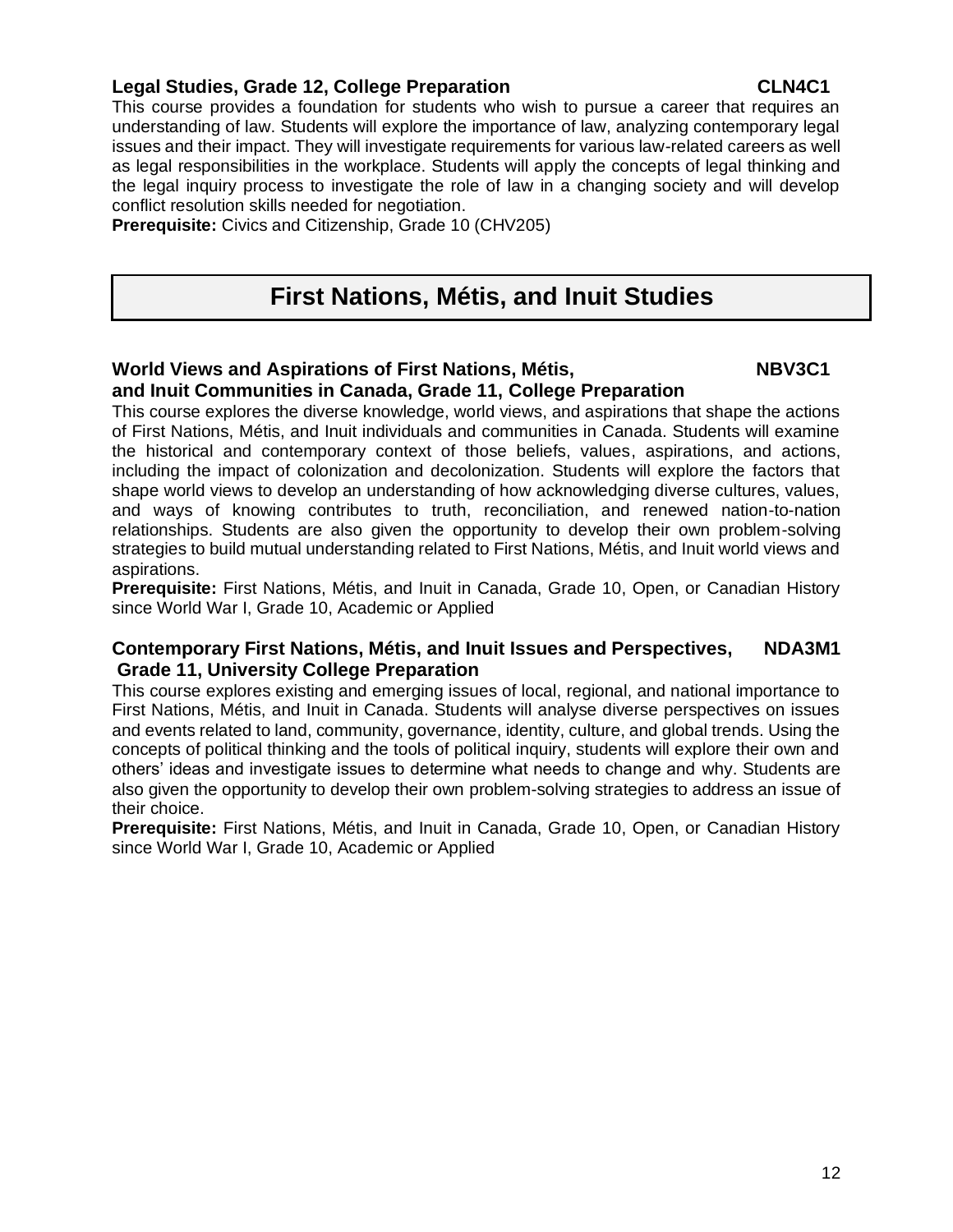### Legal Studies, Grade 12, College Preparation — CLN4C1

This course provides a foundation for students who wish to pursue a career that requires an understanding of law. Students will explore the importance of law, analyzing contemporary legal issues and their impact. They will investigate requirements for various law-related careers as well as legal responsibilities in the workplace. Students will apply the concepts of legal thinking and the legal inquiry process to investigate the role of law in a changing society and will develop conflict resolution skills needed for negotiation.

**Prerequisite:** Civics and Citizenship, Grade 10 (CHV205)

## First Nations, Métis, and Inuit Studies

### World Views and Aspirations of First Nations, Métis, and Inuit Communities in Canada, Grade 11, College Preparation — NBV3C1

This course explores the diverse knowledge, world views, and aspirations that shape the actions of First Nations, Métis, and Inuit individuals and communities in Canada. Students will examine the historical and contemporary context of those beliefs, values, aspirations, and actions, including the impact of colonization and decolonization. Students will explore the factors that shape world views to develop an understanding of how acknowledging diverse cultures, values, and ways of knowing contributes to truth, reconciliation, and renewed nation-to-nation relationships. Students are also given the opportunity to develop their own problem-solving strategies to build mutual understanding related to First Nations, Métis, and Inuit world views and aspirations.

**Prerequisite:** First Nations, Métis, and Inuit in Canada, Grade 10, Open, or Canadian History since World War I, Grade 10, Academic or Applied

### Contemporary First Nations, Métis, and Inuit Issues and Perspectives, Grade 11, University College Preparation — NDA3M1

This course explores existing and emerging issues of local, regional, and national importance to First Nations, Métis, and Inuit in Canada. Students will analyse diverse perspectives on issues and events related to land, community, governance, identity, culture, and global trends. Using the concepts of political thinking and the tools of political inquiry, students will explore their own and others' ideas and investigate issues to determine what needs to change and why. Students are also given the opportunity to develop their own problem-solving strategies to address an issue of their choice.

**Prerequisite:** First Nations, Métis, and Inuit in Canada, Grade 10, Open, or Canadian History since World War I, Grade 10, Academic or Applied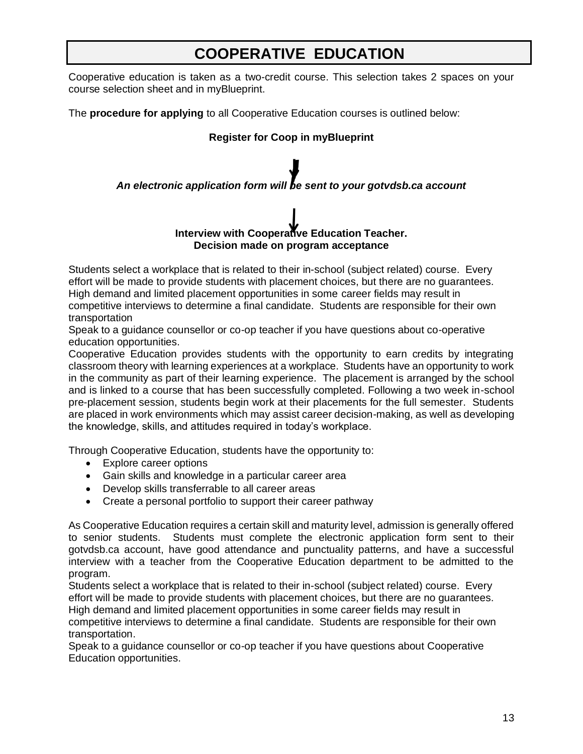# COOPERATIVE EDUCATION

Cooperative education is taken as a two-credit course. This selection takes 2 spaces on your course selection sheet and in myBlueprint.

The **procedure for applying** to all Cooperative Education courses is outlined below:

**Register for Coop in myBlueprint**

↓

***An electronic application form will be sent to your gotvdsb.ca account***

↓

**Interview with Cooperative Education Teacher.**
**Decision made on program acceptance**

Students select a workplace that is related to their in-school (subject related) course. Every effort will be made to provide students with placement choices, but there are no guarantees. High demand and limited placement opportunities in some career fields may result in competitive interviews to determine a final candidate. Students are responsible for their own transportation

Speak to a guidance counsellor or co-op teacher if you have questions about co-operative education opportunities.

Cooperative Education provides students with the opportunity to earn credits by integrating classroom theory with learning experiences at a workplace. Students have an opportunity to work in the community as part of their learning experience. The placement is arranged by the school and is linked to a course that has been successfully completed. Following a two week in-school pre-placement session, students begin work at their placements for the full semester. Students are placed in work environments which may assist career decision-making, as well as developing the knowledge, skills, and attitudes required in today's workplace.

Through Cooperative Education, students have the opportunity to:

- Explore career options
- Gain skills and knowledge in a particular career area
- Develop skills transferrable to all career areas
- Create a personal portfolio to support their career pathway

As Cooperative Education requires a certain skill and maturity level, admission is generally offered to senior students. Students must complete the electronic application form sent to their gotvdsb.ca account, have good attendance and punctuality patterns, and have a successful interview with a teacher from the Cooperative Education department to be admitted to the program.

Students select a workplace that is related to their in-school (subject related) course. Every effort will be made to provide students with placement choices, but there are no guarantees. High demand and limited placement opportunities in some career fields may result in competitive interviews to determine a final candidate. Students are responsible for their own transportation.

Speak to a guidance counsellor or co-op teacher if you have questions about Cooperative Education opportunities.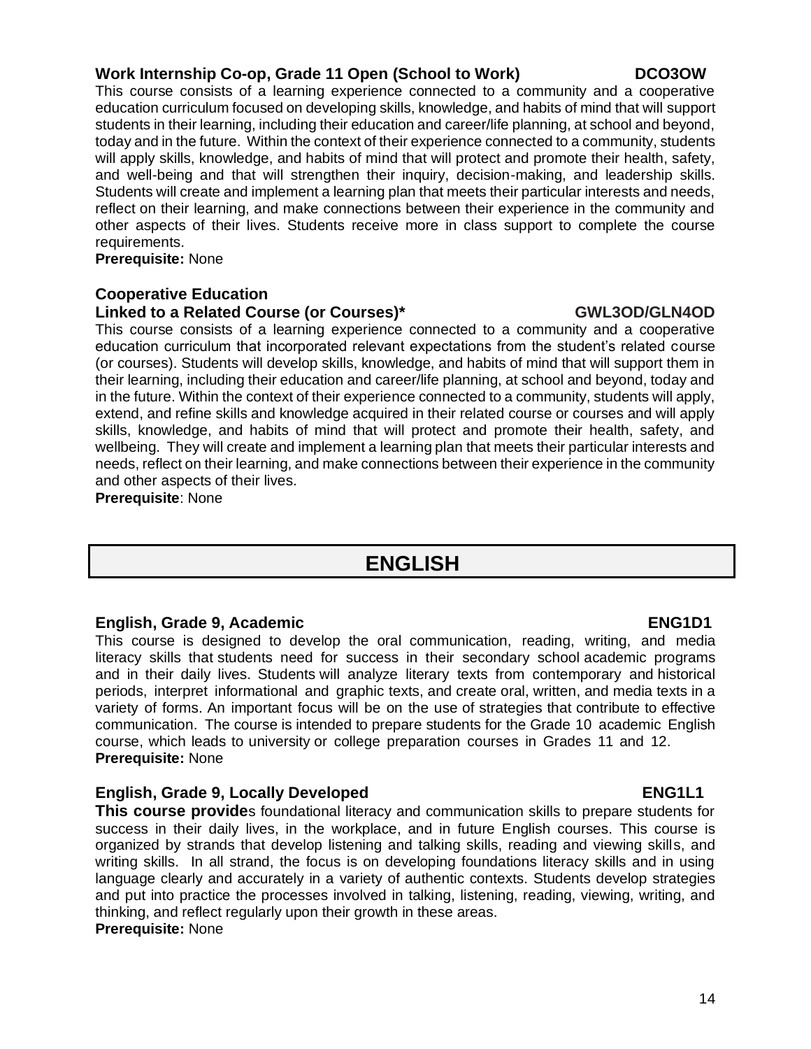### Work Internship Co-op, Grade 11 Open (School to Work) DCO3OW

This course consists of a learning experience connected to a community and a cooperative education curriculum focused on developing skills, knowledge, and habits of mind that will support students in their learning, including their education and career/life planning, at school and beyond, today and in the future. Within the context of their experience connected to a community, students will apply skills, knowledge, and habits of mind that will protect and promote their health, safety, and well-being and that will strengthen their inquiry, decision-making, and leadership skills. Students will create and implement a learning plan that meets their particular interests and needs, reflect on their learning, and make connections between their experience in the community and other aspects of their lives. Students receive more in class support to complete the course requirements.

**Prerequisite:** None

### Cooperative Education
### Linked to a Related Course (or Courses)* GWL3OD/GLN4OD

This course consists of a learning experience connected to a community and a cooperative education curriculum that incorporated relevant expectations from the student's related course (or courses). Students will develop skills, knowledge, and habits of mind that will support them in their learning, including their education and career/life planning, at school and beyond, today and in the future. Within the context of their experience connected to a community, students will apply, extend, and refine skills and knowledge acquired in their related course or courses and will apply skills, knowledge, and habits of mind that will protect and promote their health, safety, and wellbeing. They will create and implement a learning plan that meets their particular interests and needs, reflect on their learning, and make connections between their experience in the community and other aspects of their lives.

**Prerequisite**: None

## ENGLISH

### English, Grade 9, Academic ENG1D1

This course is designed to develop the oral communication, reading, writing, and media literacy skills that students need for success in their secondary school academic programs and in their daily lives. Students will analyze literary texts from contemporary and historical periods, interpret informational and graphic texts, and create oral, written, and media texts in a variety of forms. An important focus will be on the use of strategies that contribute to effective communication. The course is intended to prepare students for the Grade 10 academic English course, which leads to university or college preparation courses in Grades 11 and 12.

**Prerequisite:** None

### English, Grade 9, Locally Developed ENG1L1

**This course provide**s foundational literacy and communication skills to prepare students for success in their daily lives, in the workplace, and in future English courses. This course is organized by strands that develop listening and talking skills, reading and viewing skills, and writing skills. In all strand, the focus is on developing foundations literacy skills and in using language clearly and accurately in a variety of authentic contexts. Students develop strategies and put into practice the processes involved in talking, listening, reading, viewing, writing, and thinking, and reflect regularly upon their growth in these areas.

**Prerequisite:** None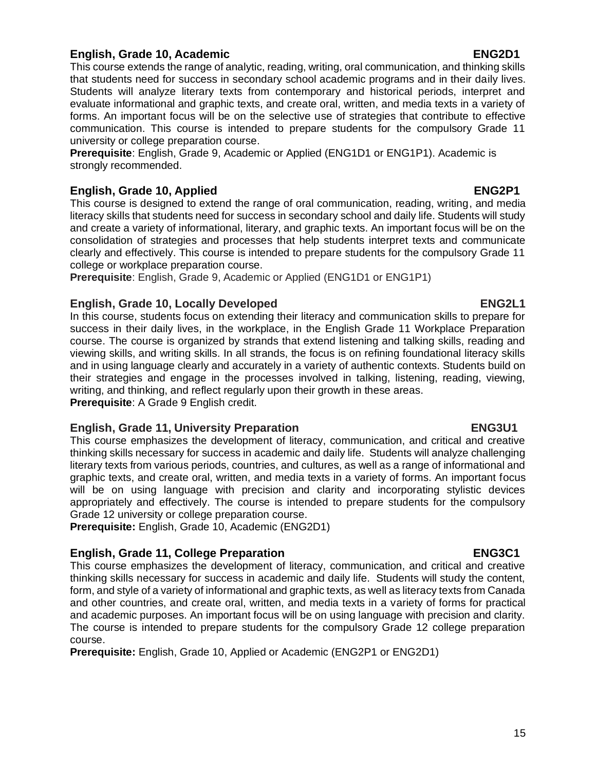### English, Grade 10, Academic — ENG2D1

This course extends the range of analytic, reading, writing, oral communication, and thinking skills that students need for success in secondary school academic programs and in their daily lives. Students will analyze literary texts from contemporary and historical periods, interpret and evaluate informational and graphic texts, and create oral, written, and media texts in a variety of forms. An important focus will be on the selective use of strategies that contribute to effective communication. This course is intended to prepare students for the compulsory Grade 11 university or college preparation course.

**Prerequisite**: English, Grade 9, Academic or Applied (ENG1D1 or ENG1P1). Academic is strongly recommended.

### English, Grade 10, Applied — ENG2P1

This course is designed to extend the range of oral communication, reading, writing, and media literacy skills that students need for success in secondary school and daily life. Students will study and create a variety of informational, literary, and graphic texts. An important focus will be on the consolidation of strategies and processes that help students interpret texts and communicate clearly and effectively. This course is intended to prepare students for the compulsory Grade 11 college or workplace preparation course.

**Prerequisite**: English, Grade 9, Academic or Applied (ENG1D1 or ENG1P1)

### English, Grade 10, Locally Developed — ENG2L1

In this course, students focus on extending their literacy and communication skills to prepare for success in their daily lives, in the workplace, in the English Grade 11 Workplace Preparation course. The course is organized by strands that extend listening and talking skills, reading and viewing skills, and writing skills. In all strands, the focus is on refining foundational literacy skills and in using language clearly and accurately in a variety of authentic contexts. Students build on their strategies and engage in the processes involved in talking, listening, reading, viewing, writing, and thinking, and reflect regularly upon their growth in these areas.

**Prerequisite**: A Grade 9 English credit.

### English, Grade 11, University Preparation — ENG3U1

This course emphasizes the development of literacy, communication, and critical and creative thinking skills necessary for success in academic and daily life. Students will analyze challenging literary texts from various periods, countries, and cultures, as well as a range of informational and graphic texts, and create oral, written, and media texts in a variety of forms. An important focus will be on using language with precision and clarity and incorporating stylistic devices appropriately and effectively. The course is intended to prepare students for the compulsory Grade 12 university or college preparation course.

**Prerequisite:** English, Grade 10, Academic (ENG2D1)

### English, Grade 11, College Preparation — ENG3C1

This course emphasizes the development of literacy, communication, and critical and creative thinking skills necessary for success in academic and daily life. Students will study the content, form, and style of a variety of informational and graphic texts, as well as literacy texts from Canada and other countries, and create oral, written, and media texts in a variety of forms for practical and academic purposes. An important focus will be on using language with precision and clarity. The course is intended to prepare students for the compulsory Grade 12 college preparation course.

**Prerequisite:** English, Grade 10, Applied or Academic (ENG2P1 or ENG2D1)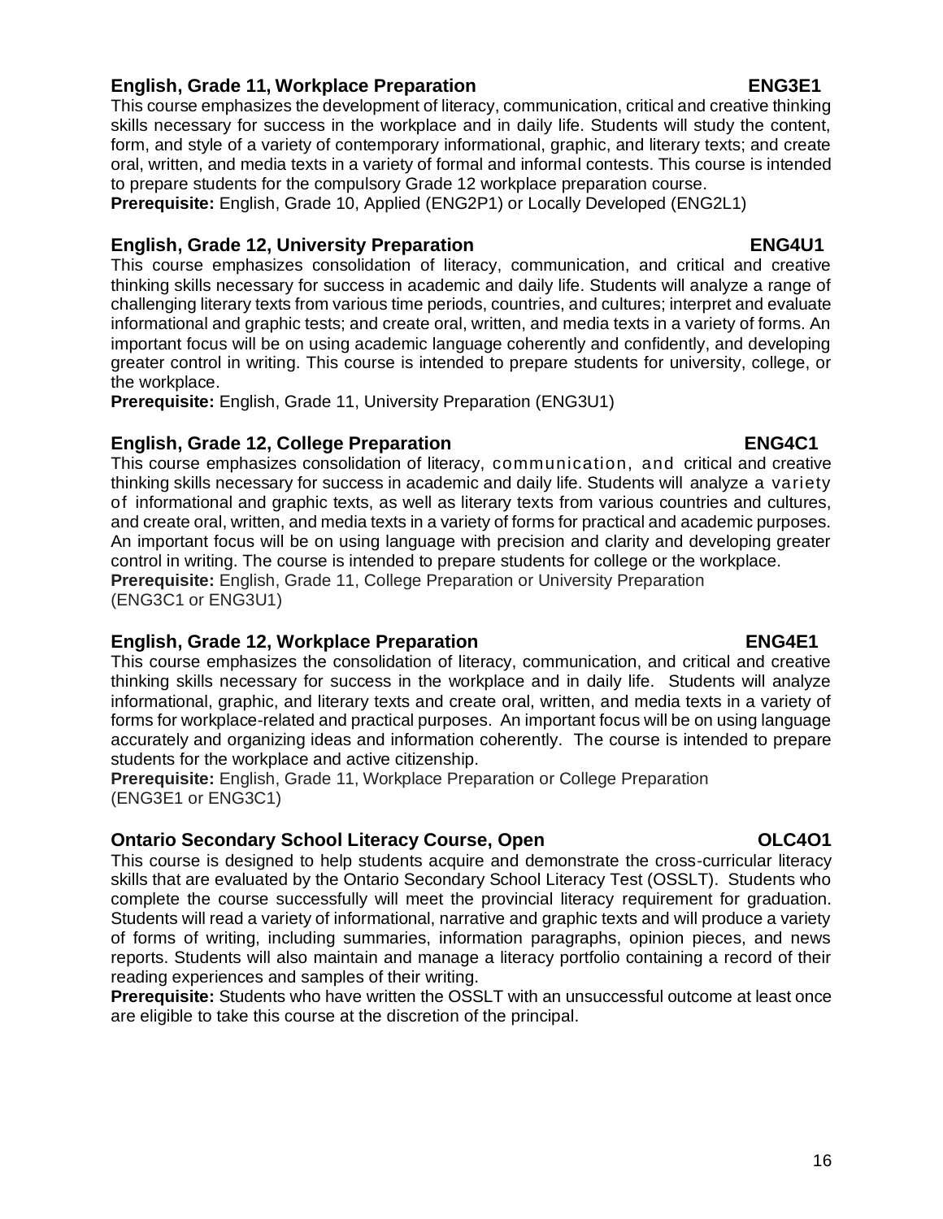### English, Grade 11, Workplace Preparation — ENG3E1

This course emphasizes the development of literacy, communication, critical and creative thinking skills necessary for success in the workplace and in daily life. Students will study the content, form, and style of a variety of contemporary informational, graphic, and literary texts; and create oral, written, and media texts in a variety of formal and informal contests. This course is intended to prepare students for the compulsory Grade 12 workplace preparation course.

**Prerequisite:** English, Grade 10, Applied (ENG2P1) or Locally Developed (ENG2L1)

### English, Grade 12, University Preparation — ENG4U1

This course emphasizes consolidation of literacy, communication, and critical and creative thinking skills necessary for success in academic and daily life. Students will analyze a range of challenging literary texts from various time periods, countries, and cultures; interpret and evaluate informational and graphic tests; and create oral, written, and media texts in a variety of forms. An important focus will be on using academic language coherently and confidently, and developing greater control in writing. This course is intended to prepare students for university, college, or the workplace.

**Prerequisite:** English, Grade 11, University Preparation (ENG3U1)

### English, Grade 12, College Preparation — ENG4C1

This course emphasizes consolidation of literacy, communication, and critical and creative thinking skills necessary for success in academic and daily life. Students will analyze a variety of informational and graphic texts, as well as literary texts from various countries and cultures, and create oral, written, and media texts in a variety of forms for practical and academic purposes. An important focus will be on using language with precision and clarity and developing greater control in writing. The course is intended to prepare students for college or the workplace.

**Prerequisite:** English, Grade 11, College Preparation or University Preparation (ENG3C1 or ENG3U1)

### English, Grade 12, Workplace Preparation — ENG4E1

This course emphasizes the consolidation of literacy, communication, and critical and creative thinking skills necessary for success in the workplace and in daily life. Students will analyze informational, graphic, and literary texts and create oral, written, and media texts in a variety of forms for workplace-related and practical purposes. An important focus will be on using language accurately and organizing ideas and information coherently. The course is intended to prepare students for the workplace and active citizenship.

**Prerequisite:** English, Grade 11, Workplace Preparation or College Preparation (ENG3E1 or ENG3C1)

### Ontario Secondary School Literacy Course, Open — OLC4O1

This course is designed to help students acquire and demonstrate the cross-curricular literacy skills that are evaluated by the Ontario Secondary School Literacy Test (OSSLT). Students who complete the course successfully will meet the provincial literacy requirement for graduation. Students will read a variety of informational, narrative and graphic texts and will produce a variety of forms of writing, including summaries, information paragraphs, opinion pieces, and news reports. Students will also maintain and manage a literacy portfolio containing a record of their reading experiences and samples of their writing.

**Prerequisite:** Students who have written the OSSLT with an unsuccessful outcome at least once are eligible to take this course at the discretion of the principal.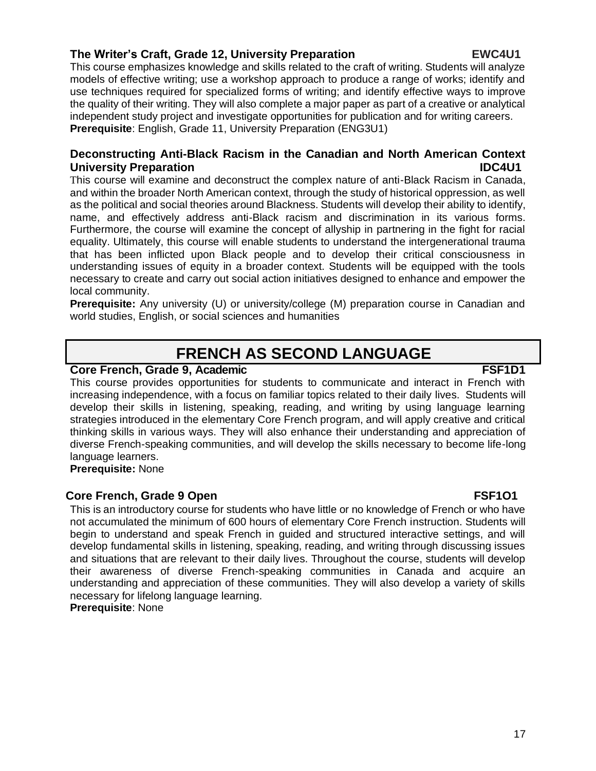### The Writer's Craft, Grade 12, University Preparation — EWC4U1

This course emphasizes knowledge and skills related to the craft of writing. Students will analyze models of effective writing; use a workshop approach to produce a range of works; identify and use techniques required for specialized forms of writing; and identify effective ways to improve the quality of their writing. They will also complete a major paper as part of a creative or analytical independent study project and investigate opportunities for publication and for writing careers.

**Prerequisite**: English, Grade 11, University Preparation (ENG3U1)

### Deconstructing Anti-Black Racism in the Canadian and North American Context University Preparation — IDC4U1

This course will examine and deconstruct the complex nature of anti-Black Racism in Canada, and within the broader North American context, through the study of historical oppression, as well as the political and social theories around Blackness. Students will develop their ability to identify, name, and effectively address anti-Black racism and discrimination in its various forms. Furthermore, the course will examine the concept of allyship in partnering in the fight for racial equality. Ultimately, this course will enable students to understand the intergenerational trauma that has been inflicted upon Black people and to develop their critical consciousness in understanding issues of equity in a broader context. Students will be equipped with the tools necessary to create and carry out social action initiatives designed to enhance and empower the local community.

**Prerequisite:** Any university (U) or university/college (M) preparation course in Canadian and world studies, English, or social sciences and humanities

## FRENCH AS SECOND LANGUAGE

### Core French, Grade 9, Academic — FSF1D1

This course provides opportunities for students to communicate and interact in French with increasing independence, with a focus on familiar topics related to their daily lives. Students will develop their skills in listening, speaking, reading, and writing by using language learning strategies introduced in the elementary Core French program, and will apply creative and critical thinking skills in various ways. They will also enhance their understanding and appreciation of diverse French-speaking communities, and will develop the skills necessary to become life-long language learners.

**Prerequisite:** None

### Core French, Grade 9 Open — FSF1O1

This is an introductory course for students who have little or no knowledge of French or who have not accumulated the minimum of 600 hours of elementary Core French instruction. Students will begin to understand and speak French in guided and structured interactive settings, and will develop fundamental skills in listening, speaking, reading, and writing through discussing issues and situations that are relevant to their daily lives. Throughout the course, students will develop their awareness of diverse French-speaking communities in Canada and acquire an understanding and appreciation of these communities. They will also develop a variety of skills necessary for lifelong language learning.

**Prerequisite**: None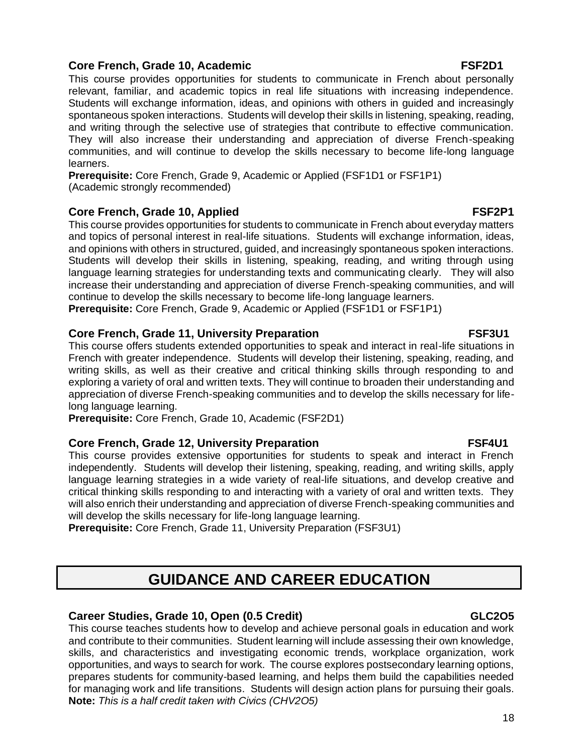### Core French, Grade 10, Academic — FSF2D1

This course provides opportunities for students to communicate in French about personally relevant, familiar, and academic topics in real life situations with increasing independence. Students will exchange information, ideas, and opinions with others in guided and increasingly spontaneous spoken interactions. Students will develop their skills in listening, speaking, reading, and writing through the selective use of strategies that contribute to effective communication. They will also increase their understanding and appreciation of diverse French-speaking communities, and will continue to develop the skills necessary to become life-long language learners.

**Prerequisite:** Core French, Grade 9, Academic or Applied (FSF1D1 or FSF1P1) (Academic strongly recommended)

### Core French, Grade 10, Applied — FSF2P1

This course provides opportunities for students to communicate in French about everyday matters and topics of personal interest in real-life situations. Students will exchange information, ideas, and opinions with others in structured, guided, and increasingly spontaneous spoken interactions. Students will develop their skills in listening, speaking, reading, and writing through using language learning strategies for understanding texts and communicating clearly. They will also increase their understanding and appreciation of diverse French-speaking communities, and will continue to develop the skills necessary to become life-long language learners.

**Prerequisite:** Core French, Grade 9, Academic or Applied (FSF1D1 or FSF1P1)

### Core French, Grade 11, University Preparation — FSF3U1

This course offers students extended opportunities to speak and interact in real-life situations in French with greater independence. Students will develop their listening, speaking, reading, and writing skills, as well as their creative and critical thinking skills through responding to and exploring a variety of oral and written texts. They will continue to broaden their understanding and appreciation of diverse French-speaking communities and to develop the skills necessary for life-long language learning.

**Prerequisite:** Core French, Grade 10, Academic (FSF2D1)

### Core French, Grade 12, University Preparation — FSF4U1

This course provides extensive opportunities for students to speak and interact in French independently. Students will develop their listening, speaking, reading, and writing skills, apply language learning strategies in a wide variety of real-life situations, and develop creative and critical thinking skills responding to and interacting with a variety of oral and written texts. They will also enrich their understanding and appreciation of diverse French-speaking communities and will develop the skills necessary for life-long language learning.

**Prerequisite:** Core French, Grade 11, University Preparation (FSF3U1)

## GUIDANCE AND CAREER EDUCATION

### Career Studies, Grade 10, Open (0.5 Credit) — GLC2O5

This course teaches students how to develop and achieve personal goals in education and work and contribute to their communities. Student learning will include assessing their own knowledge, skills, and characteristics and investigating economic trends, workplace organization, work opportunities, and ways to search for work. The course explores postsecondary learning options, prepares students for community-based learning, and helps them build the capabilities needed for managing work and life transitions. Students will design action plans for pursuing their goals.

**Note:** *This is a half credit taken with Civics (CHV2O5)*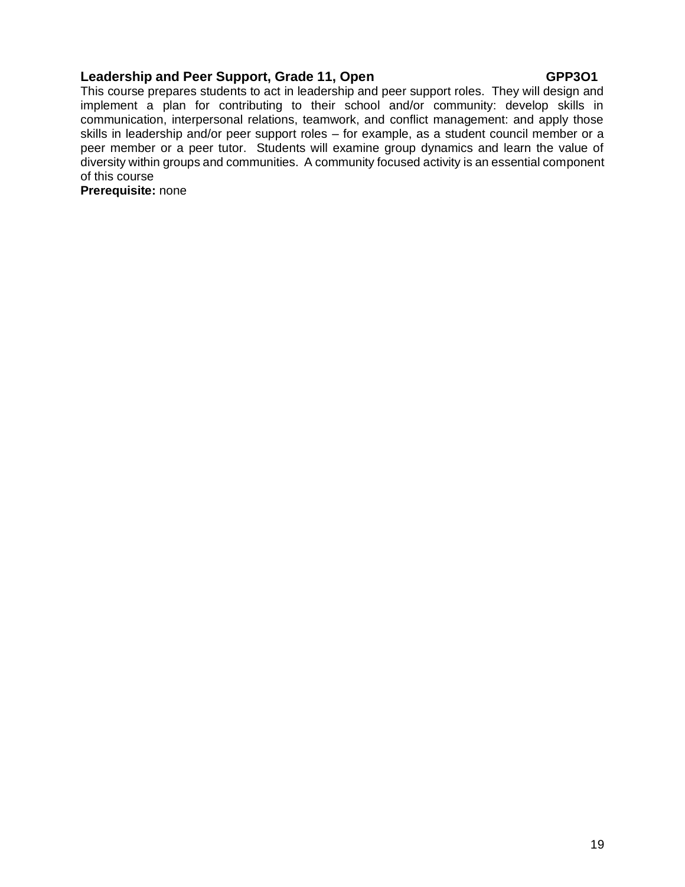**Leadership and Peer Support, Grade 11, Open GPP3O1**

This course prepares students to act in leadership and peer support roles. They will design and implement a plan for contributing to their school and/or community: develop skills in communication, interpersonal relations, teamwork, and conflict management: and apply those skills in leadership and/or peer support roles – for example, as a student council member or a peer member or a peer tutor. Students will examine group dynamics and learn the value of diversity within groups and communities. A community focused activity is an essential component of this course

**Prerequisite:** none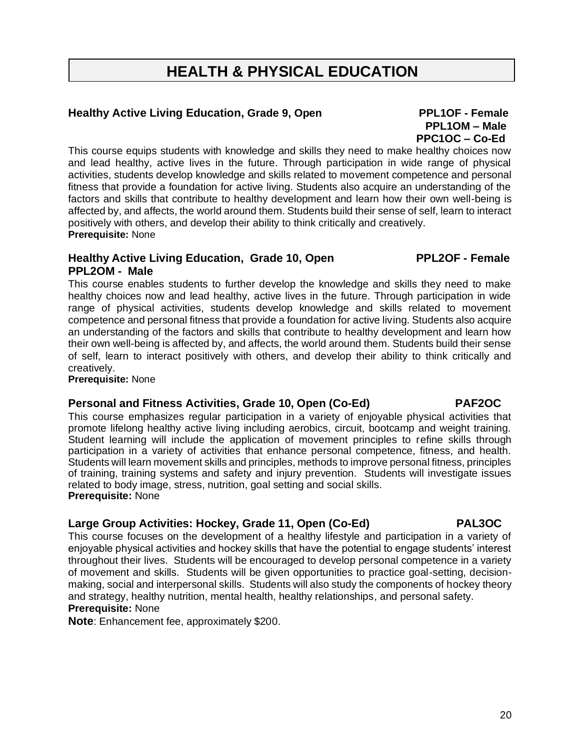# HEALTH & PHYSICAL EDUCATION

### Healthy Active Living Education, Grade 9, Open

**PPL1OF - Female**
**PPL1OM – Male**
**PPC1OC – Co-Ed**

This course equips students with knowledge and skills they need to make healthy choices now and lead healthy, active lives in the future. Through participation in wide range of physical activities, students develop knowledge and skills related to movement competence and personal fitness that provide a foundation for active living. Students also acquire an understanding of the factors and skills that contribute to healthy development and learn how their own well-being is affected by, and affects, the world around them. Students build their sense of self, learn to interact positively with others, and develop their ability to think critically and creatively.
**Prerequisite:** None

### Healthy Active Living Education, Grade 10, Open

**PPL2OF - Female**
**PPL2OM - Male**

This course enables students to further develop the knowledge and skills they need to make healthy choices now and lead healthy, active lives in the future. Through participation in wide range of physical activities, students develop knowledge and skills related to movement competence and personal fitness that provide a foundation for active living. Students also acquire an understanding of the factors and skills that contribute to healthy development and learn how their own well-being is affected by, and affects, the world around them. Students build their sense of self, learn to interact positively with others, and develop their ability to think critically and creatively.
**Prerequisite:** None

### Personal and Fitness Activities, Grade 10, Open (Co-Ed)

**PAF2OC**

This course emphasizes regular participation in a variety of enjoyable physical activities that promote lifelong healthy active living including aerobics, circuit, bootcamp and weight training. Student learning will include the application of movement principles to refine skills through participation in a variety of activities that enhance personal competence, fitness, and health. Students will learn movement skills and principles, methods to improve personal fitness, principles of training, training systems and safety and injury prevention. Students will investigate issues related to body image, stress, nutrition, goal setting and social skills.
**Prerequisite:** None

### Large Group Activities: Hockey, Grade 11, Open (Co-Ed)

**PAL3OC**

This course focuses on the development of a healthy lifestyle and participation in a variety of enjoyable physical activities and hockey skills that have the potential to engage students' interest throughout their lives. Students will be encouraged to develop personal competence in a variety of movement and skills. Students will be given opportunities to practice goal-setting, decision-making, social and interpersonal skills. Students will also study the components of hockey theory and strategy, healthy nutrition, mental health, healthy relationships, and personal safety.
**Prerequisite:** None

**Note**: Enhancement fee, approximately $200.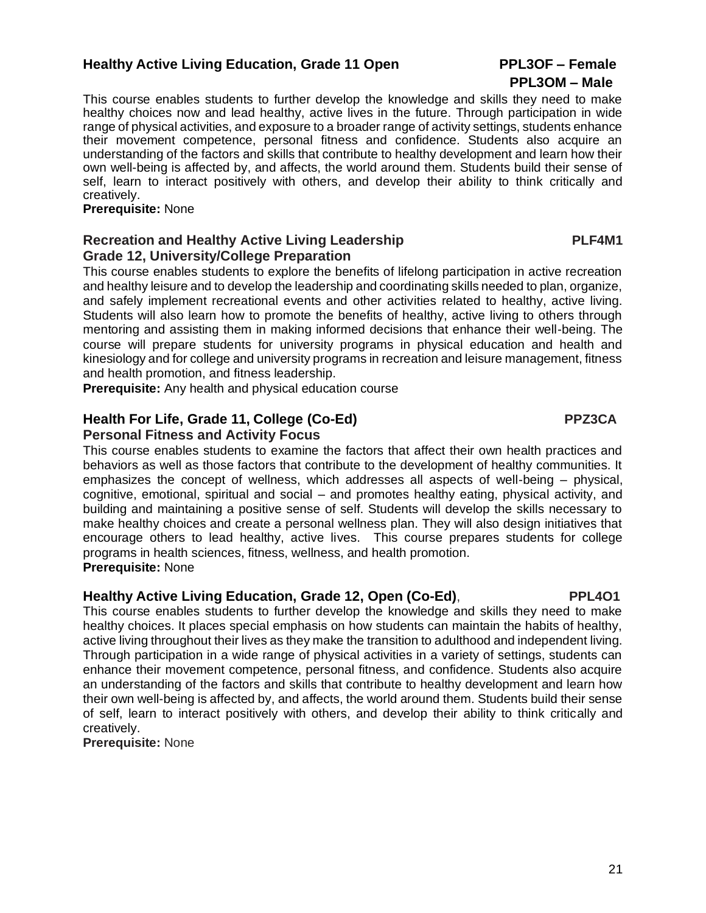### Healthy Active Living Education, Grade 11 Open — PPL3OF – Female / PPL3OM – Male

This course enables students to further develop the knowledge and skills they need to make healthy choices now and lead healthy, active lives in the future. Through participation in wide range of physical activities, and exposure to a broader range of activity settings, students enhance their movement competence, personal fitness and confidence. Students also acquire an understanding of the factors and skills that contribute to healthy development and learn how their own well-being is affected by, and affects, the world around them. Students build their sense of self, learn to interact positively with others, and develop their ability to think critically and creatively.

**Prerequisite:** None

### Recreation and Healthy Active Living Leadership — PLF4M1
### Grade 12, University/College Preparation

This course enables students to explore the benefits of lifelong participation in active recreation and healthy leisure and to develop the leadership and coordinating skills needed to plan, organize, and safely implement recreational events and other activities related to healthy, active living. Students will also learn how to promote the benefits of healthy, active living to others through mentoring and assisting them in making informed decisions that enhance their well-being. The course will prepare students for university programs in physical education and health and kinesiology and for college and university programs in recreation and leisure management, fitness and health promotion, and fitness leadership.

**Prerequisite:** Any health and physical education course

### Health For Life, Grade 11, College (Co-Ed) — PPZ3CA
### Personal Fitness and Activity Focus

This course enables students to examine the factors that affect their own health practices and behaviors as well as those factors that contribute to the development of healthy communities. It emphasizes the concept of wellness, which addresses all aspects of well-being – physical, cognitive, emotional, spiritual and social – and promotes healthy eating, physical activity, and building and maintaining a positive sense of self. Students will develop the skills necessary to make healthy choices and create a personal wellness plan. They will also design initiatives that encourage others to lead healthy, active lives. This course prepares students for college programs in health sciences, fitness, wellness, and health promotion.

**Prerequisite:** None

### Healthy Active Living Education, Grade 12, Open (Co-Ed), — PPL4O1

This course enables students to further develop the knowledge and skills they need to make healthy choices. It places special emphasis on how students can maintain the habits of healthy, active living throughout their lives as they make the transition to adulthood and independent living. Through participation in a wide range of physical activities in a variety of settings, students can enhance their movement competence, personal fitness, and confidence. Students also acquire an understanding of the factors and skills that contribute to healthy development and learn how their own well-being is affected by, and affects, the world around them. Students build their sense of self, learn to interact positively with others, and develop their ability to think critically and creatively.

**Prerequisite:** None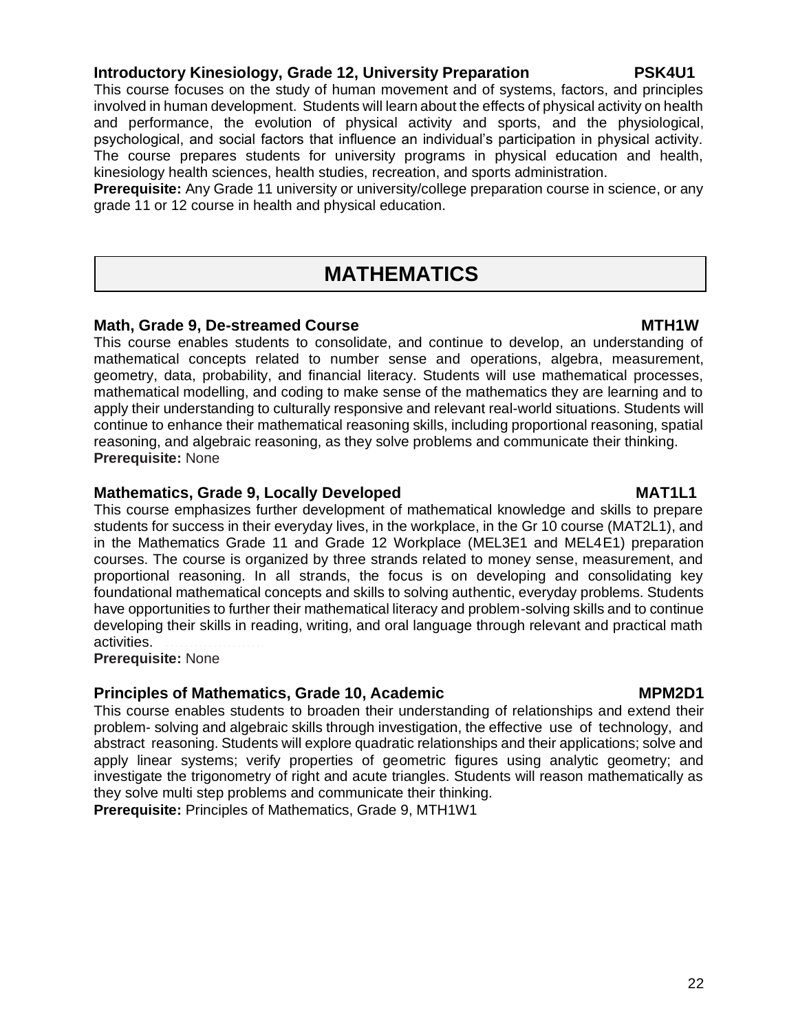### Introductory Kinesiology, Grade 12, University Preparation PSK4U1

This course focuses on the study of human movement and of systems, factors, and principles involved in human development. Students will learn about the effects of physical activity on health and performance, the evolution of physical activity and sports, and the physiological, psychological, and social factors that influence an individual's participation in physical activity. The course prepares students for university programs in physical education and health, kinesiology health sciences, health studies, recreation, and sports administration.

**Prerequisite:** Any Grade 11 university or university/college preparation course in science, or any grade 11 or 12 course in health and physical education.

# MATHEMATICS

### Math, Grade 9, De-streamed Course MTH1W

This course enables students to consolidate, and continue to develop, an understanding of mathematical concepts related to number sense and operations, algebra, measurement, geometry, data, probability, and financial literacy. Students will use mathematical processes, mathematical modelling, and coding to make sense of the mathematics they are learning and to apply their understanding to culturally responsive and relevant real-world situations. Students will continue to enhance their mathematical reasoning skills, including proportional reasoning, spatial reasoning, and algebraic reasoning, as they solve problems and communicate their thinking.

**Prerequisite:** None

### Mathematics, Grade 9, Locally Developed MAT1L1

This course emphasizes further development of mathematical knowledge and skills to prepare students for success in their everyday lives, in the workplace, in the Gr 10 course (MAT2L1), and in the Mathematics Grade 11 and Grade 12 Workplace (MEL3E1 and MEL4E1) preparation courses. The course is organized by three strands related to money sense, measurement, and proportional reasoning. In all strands, the focus is on developing and consolidating key foundational mathematical concepts and skills to solving authentic, everyday problems. Students have opportunities to further their mathematical literacy and problem-solving skills and to continue developing their skills in reading, writing, and oral language through relevant and practical math activities.

**Prerequisite:** None

### Principles of Mathematics, Grade 10, Academic MPM2D1

This course enables students to broaden their understanding of relationships and extend their problem- solving and algebraic skills through investigation, the effective use of technology, and abstract reasoning. Students will explore quadratic relationships and their applications; solve and apply linear systems; verify properties of geometric figures using analytic geometry; and investigate the trigonometry of right and acute triangles. Students will reason mathematically as they solve multi step problems and communicate their thinking.

**Prerequisite:** Principles of Mathematics, Grade 9, MTH1W1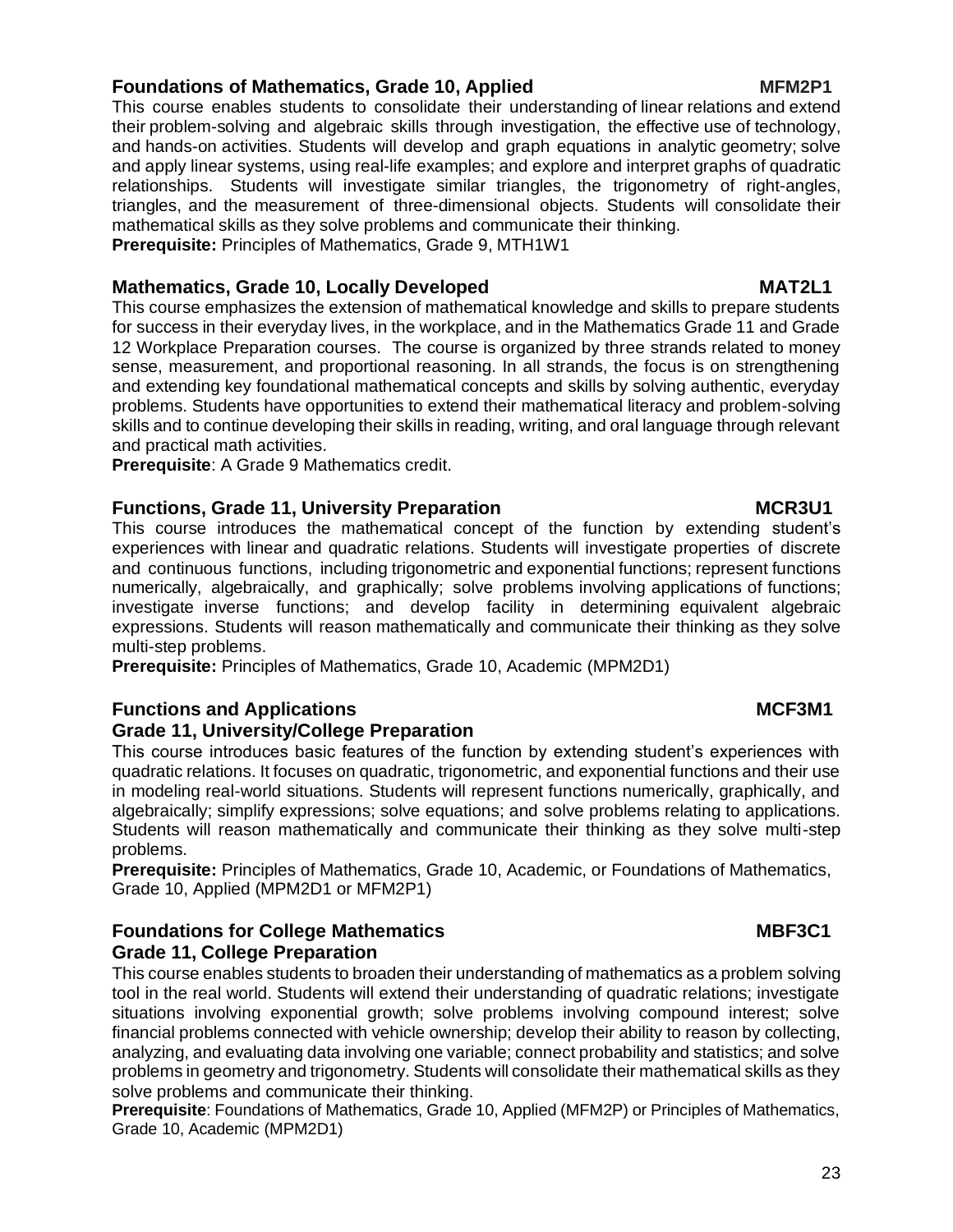### Foundations of Mathematics, Grade 10, Applied — MFM2P1

This course enables students to consolidate their understanding of linear relations and extend their problem-solving and algebraic skills through investigation, the effective use of technology, and hands-on activities. Students will develop and graph equations in analytic geometry; solve and apply linear systems, using real-life examples; and explore and interpret graphs of quadratic relationships. Students will investigate similar triangles, the trigonometry of right-angles, triangles, and the measurement of three-dimensional objects. Students will consolidate their mathematical skills as they solve problems and communicate their thinking.

**Prerequisite:** Principles of Mathematics, Grade 9, MTH1W1

### Mathematics, Grade 10, Locally Developed — MAT2L1

This course emphasizes the extension of mathematical knowledge and skills to prepare students for success in their everyday lives, in the workplace, and in the Mathematics Grade 11 and Grade 12 Workplace Preparation courses. The course is organized by three strands related to money sense, measurement, and proportional reasoning. In all strands, the focus is on strengthening and extending key foundational mathematical concepts and skills by solving authentic, everyday problems. Students have opportunities to extend their mathematical literacy and problem-solving skills and to continue developing their skills in reading, writing, and oral language through relevant and practical math activities.

**Prerequisite**: A Grade 9 Mathematics credit.

### Functions, Grade 11, University Preparation — MCR3U1

This course introduces the mathematical concept of the function by extending student's experiences with linear and quadratic relations. Students will investigate properties of discrete and continuous functions, including trigonometric and exponential functions; represent functions numerically, algebraically, and graphically; solve problems involving applications of functions; investigate inverse functions; and develop facility in determining equivalent algebraic expressions. Students will reason mathematically and communicate their thinking as they solve multi-step problems.

**Prerequisite:** Principles of Mathematics, Grade 10, Academic (MPM2D1)

### Functions and Applications — MCF3M1
### Grade 11, University/College Preparation

This course introduces basic features of the function by extending student's experiences with quadratic relations. It focuses on quadratic, trigonometric, and exponential functions and their use in modeling real-world situations. Students will represent functions numerically, graphically, and algebraically; simplify expressions; solve equations; and solve problems relating to applications. Students will reason mathematically and communicate their thinking as they solve multi-step problems.

**Prerequisite:** Principles of Mathematics, Grade 10, Academic, or Foundations of Mathematics, Grade 10, Applied (MPM2D1 or MFM2P1)

### Foundations for College Mathematics — MBF3C1
### Grade 11, College Preparation

This course enables students to broaden their understanding of mathematics as a problem solving tool in the real world. Students will extend their understanding of quadratic relations; investigate situations involving exponential growth; solve problems involving compound interest; solve financial problems connected with vehicle ownership; develop their ability to reason by collecting, analyzing, and evaluating data involving one variable; connect probability and statistics; and solve problems in geometry and trigonometry. Students will consolidate their mathematical skills as they solve problems and communicate their thinking.

**Prerequisite**: Foundations of Mathematics, Grade 10, Applied (MFM2P) or Principles of Mathematics, Grade 10, Academic (MPM2D1)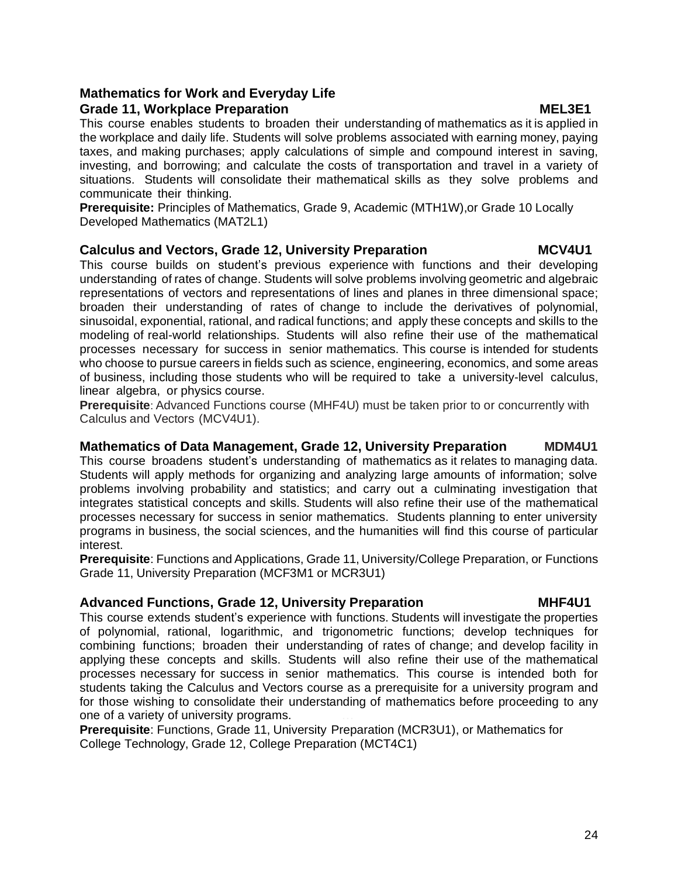### Mathematics for Work and Everyday Life
### Grade 11, Workplace Preparation — MEL3E1

This course enables students to broaden their understanding of mathematics as it is applied in the workplace and daily life. Students will solve problems associated with earning money, paying taxes, and making purchases; apply calculations of simple and compound interest in saving, investing, and borrowing; and calculate the costs of transportation and travel in a variety of situations. Students will consolidate their mathematical skills as they solve problems and communicate their thinking.

**Prerequisite:** Principles of Mathematics, Grade 9, Academic (MTH1W),or Grade 10 Locally Developed Mathematics (MAT2L1)

### Calculus and Vectors, Grade 12, University Preparation — MCV4U1

This course builds on student's previous experience with functions and their developing understanding of rates of change. Students will solve problems involving geometric and algebraic representations of vectors and representations of lines and planes in three dimensional space; broaden their understanding of rates of change to include the derivatives of polynomial, sinusoidal, exponential, rational, and radical functions; and apply these concepts and skills to the modeling of real-world relationships. Students will also refine their use of the mathematical processes necessary for success in senior mathematics. This course is intended for students who choose to pursue careers in fields such as science, engineering, economics, and some areas of business, including those students who will be required to take a university-level calculus, linear algebra, or physics course.

**Prerequisite**: Advanced Functions course (MHF4U) must be taken prior to or concurrently with Calculus and Vectors (MCV4U1).

### Mathematics of Data Management, Grade 12, University Preparation — MDM4U1

This course broadens student's understanding of mathematics as it relates to managing data. Students will apply methods for organizing and analyzing large amounts of information; solve problems involving probability and statistics; and carry out a culminating investigation that integrates statistical concepts and skills. Students will also refine their use of the mathematical processes necessary for success in senior mathematics. Students planning to enter university programs in business, the social sciences, and the humanities will find this course of particular interest.

**Prerequisite**: Functions and Applications, Grade 11, University/College Preparation, or Functions Grade 11, University Preparation (MCF3M1 or MCR3U1)

### Advanced Functions, Grade 12, University Preparation — MHF4U1

This course extends student's experience with functions. Students will investigate the properties of polynomial, rational, logarithmic, and trigonometric functions; develop techniques for combining functions; broaden their understanding of rates of change; and develop facility in applying these concepts and skills. Students will also refine their use of the mathematical processes necessary for success in senior mathematics. This course is intended both for students taking the Calculus and Vectors course as a prerequisite for a university program and for those wishing to consolidate their understanding of mathematics before proceeding to any one of a variety of university programs.

**Prerequisite**: Functions, Grade 11, University Preparation (MCR3U1), or Mathematics for College Technology, Grade 12, College Preparation (MCT4C1)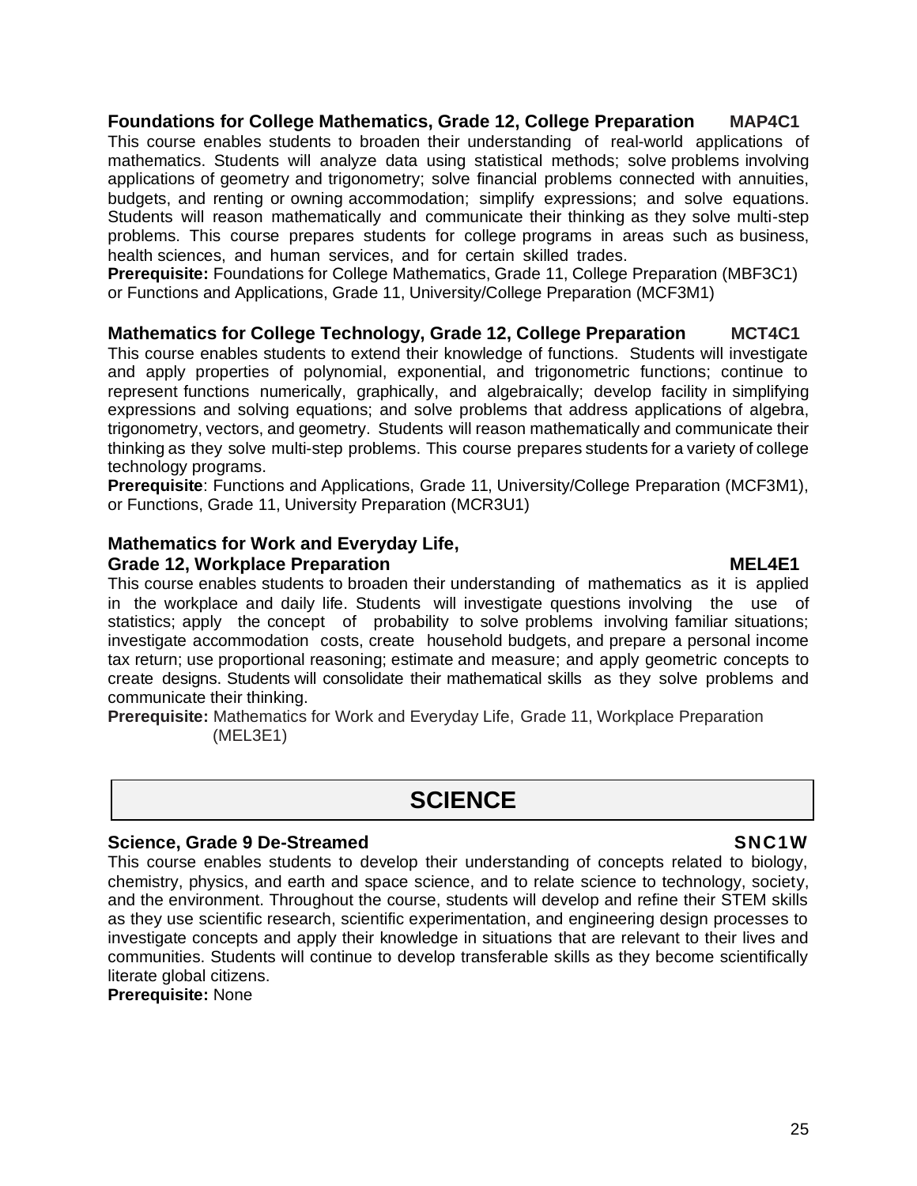### Foundations for College Mathematics, Grade 12, College Preparation MAP4C1

This course enables students to broaden their understanding of real-world applications of mathematics. Students will analyze data using statistical methods; solve problems involving applications of geometry and trigonometry; solve financial problems connected with annuities, budgets, and renting or owning accommodation; simplify expressions; and solve equations. Students will reason mathematically and communicate their thinking as they solve multi-step problems. This course prepares students for college programs in areas such as business, health sciences, and human services, and for certain skilled trades.

**Prerequisite:** Foundations for College Mathematics, Grade 11, College Preparation (MBF3C1) or Functions and Applications, Grade 11, University/College Preparation (MCF3M1)

### Mathematics for College Technology, Grade 12, College Preparation MCT4C1

This course enables students to extend their knowledge of functions. Students will investigate and apply properties of polynomial, exponential, and trigonometric functions; continue to represent functions numerically, graphically, and algebraically; develop facility in simplifying expressions and solving equations; and solve problems that address applications of algebra, trigonometry, vectors, and geometry. Students will reason mathematically and communicate their thinking as they solve multi-step problems. This course prepares students for a variety of college technology programs.

**Prerequisite**: Functions and Applications, Grade 11, University/College Preparation (MCF3M1), or Functions, Grade 11, University Preparation (MCR3U1)

### Mathematics for Work and Everyday Life, Grade 12, Workplace Preparation MEL4E1

This course enables students to broaden their understanding of mathematics as it is applied in the workplace and daily life. Students will investigate questions involving the use of statistics; apply the concept of probability to solve problems involving familiar situations; investigate accommodation costs, create household budgets, and prepare a personal income tax return; use proportional reasoning; estimate and measure; and apply geometric concepts to create designs. Students will consolidate their mathematical skills as they solve problems and communicate their thinking.

**Prerequisite:** Mathematics for Work and Everyday Life, Grade 11, Workplace Preparation (MEL3E1)

## SCIENCE

### Science, Grade 9 De-Streamed SNC1W

This course enables students to develop their understanding of concepts related to biology, chemistry, physics, and earth and space science, and to relate science to technology, society, and the environment. Throughout the course, students will develop and refine their STEM skills as they use scientific research, scientific experimentation, and engineering design processes to investigate concepts and apply their knowledge in situations that are relevant to their lives and communities. Students will continue to develop transferable skills as they become scientifically literate global citizens.

**Prerequisite:** None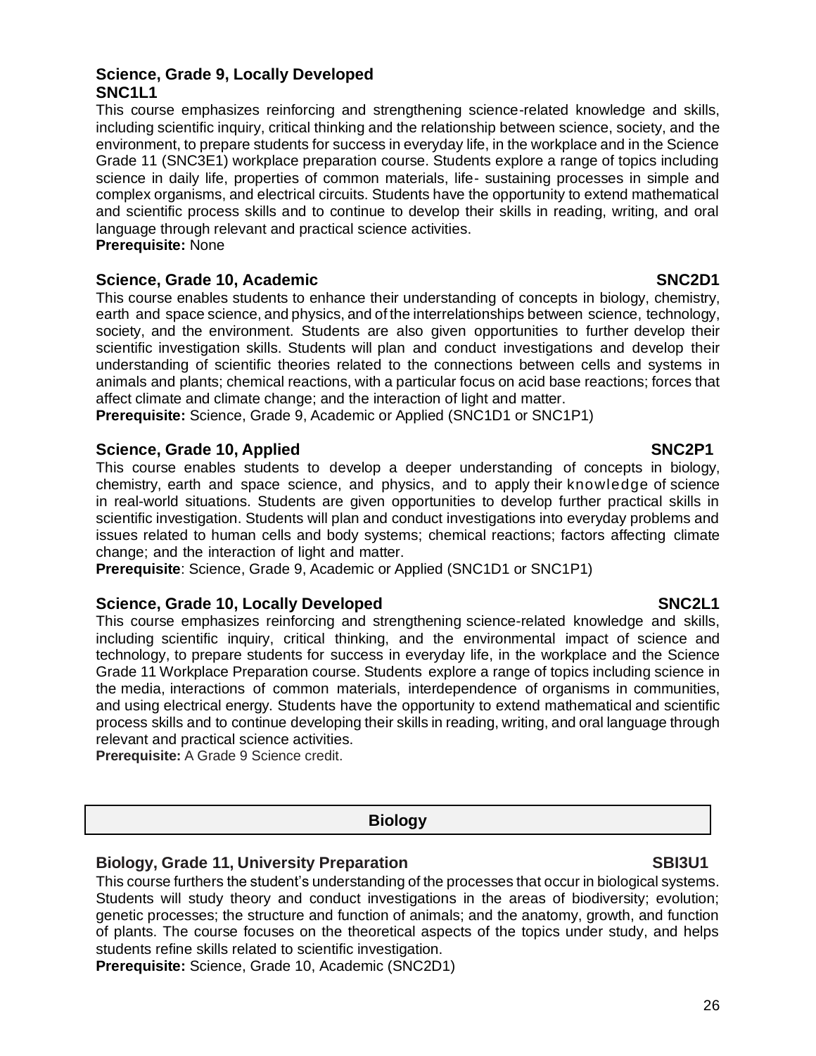### Science, Grade 9, Locally Developed
### SNC1L1

This course emphasizes reinforcing and strengthening science-related knowledge and skills, including scientific inquiry, critical thinking and the relationship between science, society, and the environment, to prepare students for success in everyday life, in the workplace and in the Science Grade 11 (SNC3E1) workplace preparation course. Students explore a range of topics including science in daily life, properties of common materials, life- sustaining processes in simple and complex organisms, and electrical circuits. Students have the opportunity to extend mathematical and scientific process skills and to continue to develop their skills in reading, writing, and oral language through relevant and practical science activities.

**Prerequisite:** None

### Science, Grade 10, Academic — SNC2D1

This course enables students to enhance their understanding of concepts in biology, chemistry, earth and space science, and physics, and of the interrelationships between science, technology, society, and the environment. Students are also given opportunities to further develop their scientific investigation skills. Students will plan and conduct investigations and develop their understanding of scientific theories related to the connections between cells and systems in animals and plants; chemical reactions, with a particular focus on acid base reactions; forces that affect climate and climate change; and the interaction of light and matter.

**Prerequisite:** Science, Grade 9, Academic or Applied (SNC1D1 or SNC1P1)

### Science, Grade 10, Applied — SNC2P1

This course enables students to develop a deeper understanding of concepts in biology, chemistry, earth and space science, and physics, and to apply their knowledge of science in real-world situations. Students are given opportunities to develop further practical skills in scientific investigation. Students will plan and conduct investigations into everyday problems and issues related to human cells and body systems; chemical reactions; factors affecting climate change; and the interaction of light and matter.

**Prerequisite**: Science, Grade 9, Academic or Applied (SNC1D1 or SNC1P1)

### Science, Grade 10, Locally Developed — SNC2L1

This course emphasizes reinforcing and strengthening science-related knowledge and skills, including scientific inquiry, critical thinking, and the environmental impact of science and technology, to prepare students for success in everyday life, in the workplace and the Science Grade 11 Workplace Preparation course. Students explore a range of topics including science in the media, interactions of common materials, interdependence of organisms in communities, and using electrical energy. Students have the opportunity to extend mathematical and scientific process skills and to continue developing their skills in reading, writing, and oral language through relevant and practical science activities.

**Prerequisite:** A Grade 9 Science credit.

## Biology

### Biology, Grade 11, University Preparation — SBI3U1

This course furthers the student's understanding of the processes that occur in biological systems. Students will study theory and conduct investigations in the areas of biodiversity; evolution; genetic processes; the structure and function of animals; and the anatomy, growth, and function of plants. The course focuses on the theoretical aspects of the topics under study, and helps students refine skills related to scientific investigation.

**Prerequisite:** Science, Grade 10, Academic (SNC2D1)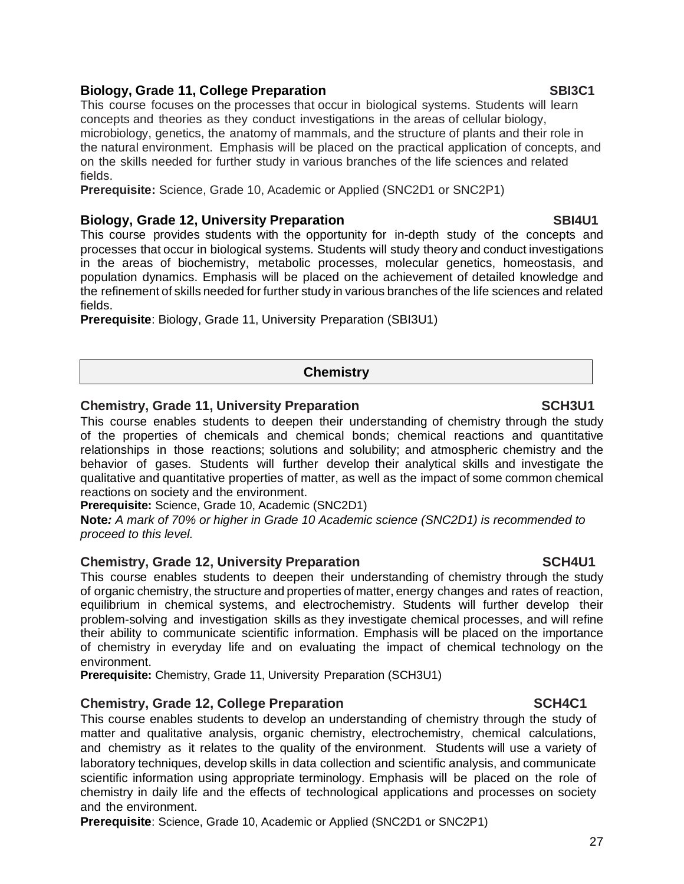### Biology, Grade 11, College Preparation — SBI3C1

This course focuses on the processes that occur in biological systems. Students will learn concepts and theories as they conduct investigations in the areas of cellular biology, microbiology, genetics, the anatomy of mammals, and the structure of plants and their role in the natural environment. Emphasis will be placed on the practical application of concepts, and on the skills needed for further study in various branches of the life sciences and related fields.

**Prerequisite:** Science, Grade 10, Academic or Applied (SNC2D1 or SNC2P1)

### Biology, Grade 12, University Preparation — SBI4U1

This course provides students with the opportunity for in-depth study of the concepts and processes that occur in biological systems. Students will study theory and conduct investigations in the areas of biochemistry, metabolic processes, molecular genetics, homeostasis, and population dynamics. Emphasis will be placed on the achievement of detailed knowledge and the refinement of skills needed for further study in various branches of the life sciences and related fields.

**Prerequisite**: Biology, Grade 11, University Preparation (SBI3U1)

## Chemistry

### Chemistry, Grade 11, University Preparation — SCH3U1

This course enables students to deepen their understanding of chemistry through the study of the properties of chemicals and chemical bonds; chemical reactions and quantitative relationships in those reactions; solutions and solubility; and atmospheric chemistry and the behavior of gases. Students will further develop their analytical skills and investigate the qualitative and quantitative properties of matter, as well as the impact of some common chemical reactions on society and the environment.

**Prerequisite:** Science, Grade 10, Academic (SNC2D1)

**Note***: A mark of 70% or higher in Grade 10 Academic science (SNC2D1) is recommended to proceed to this level.*

### Chemistry, Grade 12, University Preparation — SCH4U1

This course enables students to deepen their understanding of chemistry through the study of organic chemistry, the structure and properties of matter, energy changes and rates of reaction, equilibrium in chemical systems, and electrochemistry. Students will further develop their problem-solving and investigation skills as they investigate chemical processes, and will refine their ability to communicate scientific information. Emphasis will be placed on the importance of chemistry in everyday life and on evaluating the impact of chemical technology on the environment.

**Prerequisite:** Chemistry, Grade 11, University Preparation (SCH3U1)

### Chemistry, Grade 12, College Preparation — SCH4C1

This course enables students to develop an understanding of chemistry through the study of matter and qualitative analysis, organic chemistry, electrochemistry, chemical calculations, and chemistry as it relates to the quality of the environment. Students will use a variety of laboratory techniques, develop skills in data collection and scientific analysis, and communicate scientific information using appropriate terminology. Emphasis will be placed on the role of chemistry in daily life and the effects of technological applications and processes on society and the environment.

**Prerequisite**: Science, Grade 10, Academic or Applied (SNC2D1 or SNC2P1)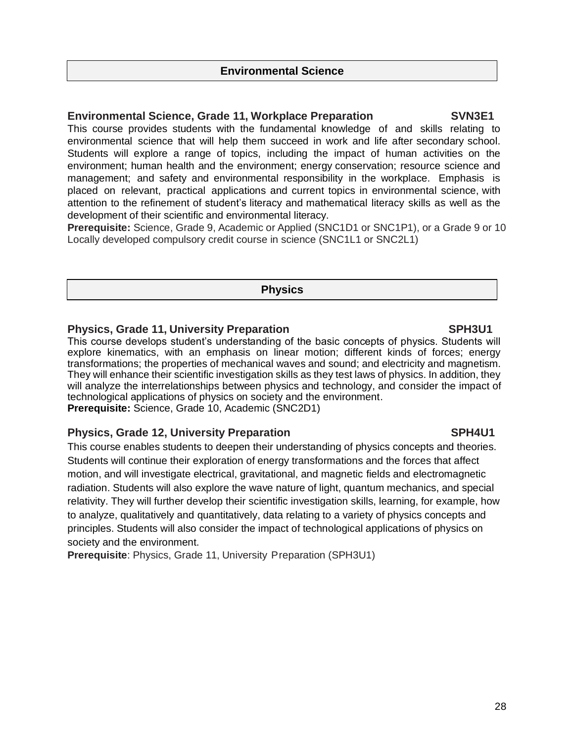## Environmental Science

### Environmental Science, Grade 11, Workplace Preparation SVN3E1

This course provides students with the fundamental knowledge of and skills relating to environmental science that will help them succeed in work and life after secondary school. Students will explore a range of topics, including the impact of human activities on the environment; human health and the environment; energy conservation; resource science and management; and safety and environmental responsibility in the workplace. Emphasis is placed on relevant, practical applications and current topics in environmental science, with attention to the refinement of student's literacy and mathematical literacy skills as well as the development of their scientific and environmental literacy.

**Prerequisite:** Science, Grade 9, Academic or Applied (SNC1D1 or SNC1P1), or a Grade 9 or 10 Locally developed compulsory credit course in science (SNC1L1 or SNC2L1)

## Physics

### Physics, Grade 11, University Preparation SPH3U1

This course develops student's understanding of the basic concepts of physics. Students will explore kinematics, with an emphasis on linear motion; different kinds of forces; energy transformations; the properties of mechanical waves and sound; and electricity and magnetism. They will enhance their scientific investigation skills as they test laws of physics. In addition, they will analyze the interrelationships between physics and technology, and consider the impact of technological applications of physics on society and the environment.

**Prerequisite:** Science, Grade 10, Academic (SNC2D1)

### Physics, Grade 12, University Preparation SPH4U1

This course enables students to deepen their understanding of physics concepts and theories. Students will continue their exploration of energy transformations and the forces that affect motion, and will investigate electrical, gravitational, and magnetic fields and electromagnetic radiation. Students will also explore the wave nature of light, quantum mechanics, and special relativity. They will further develop their scientific investigation skills, learning, for example, how to analyze, qualitatively and quantitatively, data relating to a variety of physics concepts and principles. Students will also consider the impact of technological applications of physics on society and the environment.

**Prerequisite**: Physics, Grade 11, University Preparation (SPH3U1)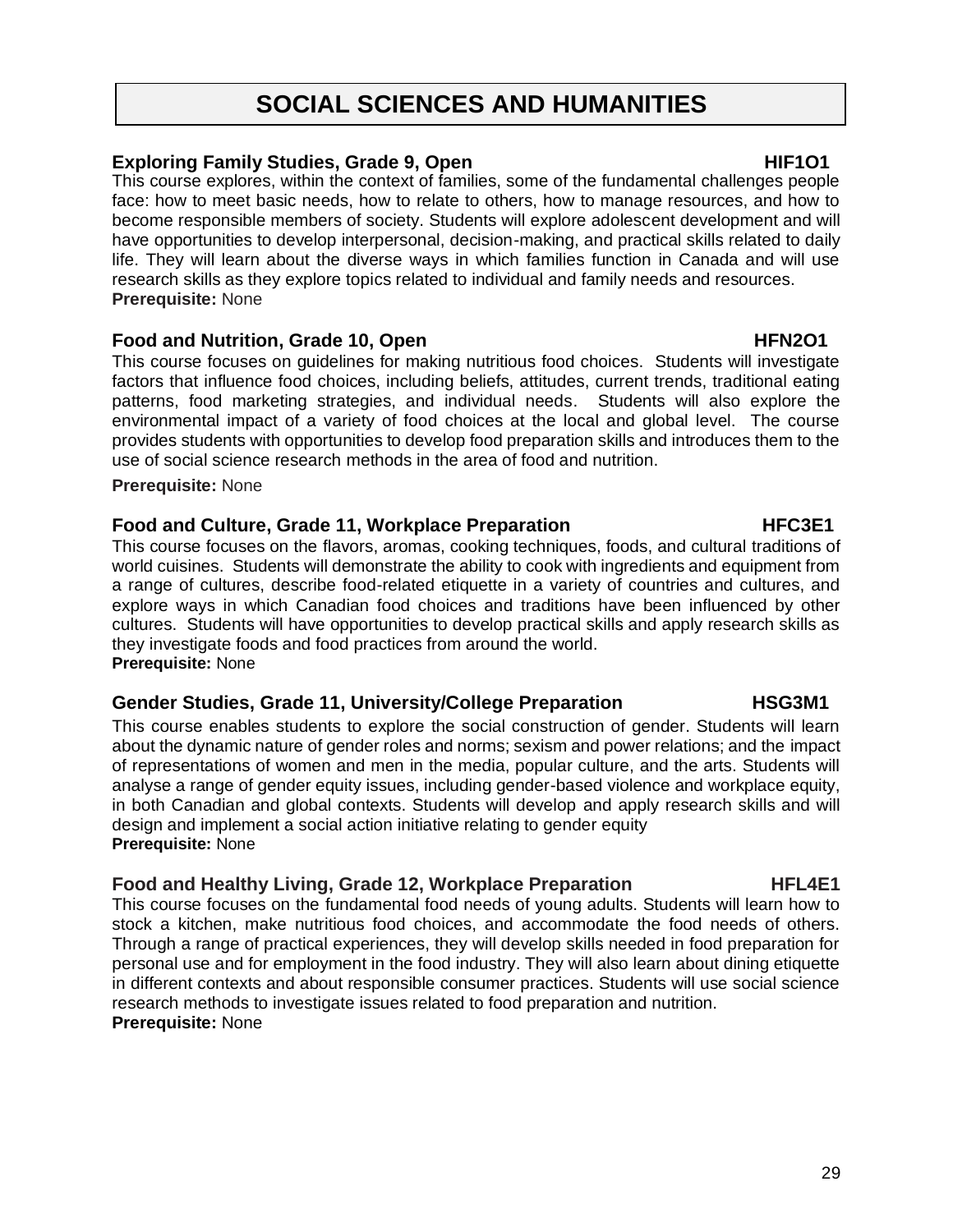# SOCIAL SCIENCES AND HUMANITIES

### Exploring Family Studies, Grade 9, Open — HIF1O1

This course explores, within the context of families, some of the fundamental challenges people face: how to meet basic needs, how to relate to others, how to manage resources, and how to become responsible members of society. Students will explore adolescent development and will have opportunities to develop interpersonal, decision-making, and practical skills related to daily life. They will learn about the diverse ways in which families function in Canada and will use research skills as they explore topics related to individual and family needs and resources.

**Prerequisite:** None

### Food and Nutrition, Grade 10, Open — HFN2O1

This course focuses on guidelines for making nutritious food choices. Students will investigate factors that influence food choices, including beliefs, attitudes, current trends, traditional eating patterns, food marketing strategies, and individual needs. Students will also explore the environmental impact of a variety of food choices at the local and global level. The course provides students with opportunities to develop food preparation skills and introduces them to the use of social science research methods in the area of food and nutrition.

**Prerequisite:** None

### Food and Culture, Grade 11, Workplace Preparation — HFC3E1

This course focuses on the flavors, aromas, cooking techniques, foods, and cultural traditions of world cuisines. Students will demonstrate the ability to cook with ingredients and equipment from a range of cultures, describe food-related etiquette in a variety of countries and cultures, and explore ways in which Canadian food choices and traditions have been influenced by other cultures. Students will have opportunities to develop practical skills and apply research skills as they investigate foods and food practices from around the world.

**Prerequisite:** None

### Gender Studies, Grade 11, University/College Preparation — HSG3M1

This course enables students to explore the social construction of gender. Students will learn about the dynamic nature of gender roles and norms; sexism and power relations; and the impact of representations of women and men in the media, popular culture, and the arts. Students will analyse a range of gender equity issues, including gender-based violence and workplace equity, in both Canadian and global contexts. Students will develop and apply research skills and will design and implement a social action initiative relating to gender equity

**Prerequisite:** None

### Food and Healthy Living, Grade 12, Workplace Preparation — HFL4E1

This course focuses on the fundamental food needs of young adults. Students will learn how to stock a kitchen, make nutritious food choices, and accommodate the food needs of others. Through a range of practical experiences, they will develop skills needed in food preparation for personal use and for employment in the food industry. They will also learn about dining etiquette in different contexts and about responsible consumer practices. Students will use social science research methods to investigate issues related to food preparation and nutrition.

**Prerequisite:** None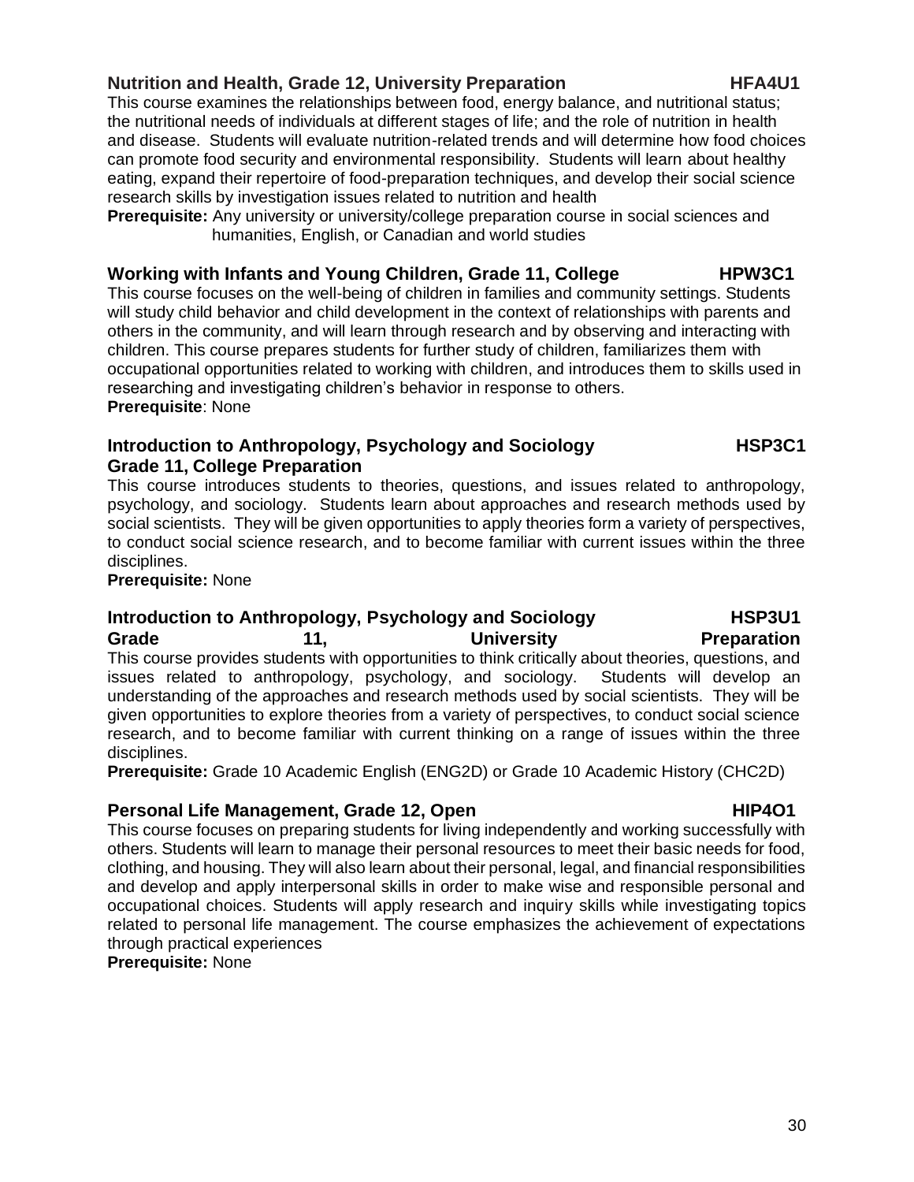### Nutrition and Health, Grade 12, University Preparation — HFA4U1

This course examines the relationships between food, energy balance, and nutritional status; the nutritional needs of individuals at different stages of life; and the role of nutrition in health and disease. Students will evaluate nutrition-related trends and will determine how food choices can promote food security and environmental responsibility. Students will learn about healthy eating, expand their repertoire of food-preparation techniques, and develop their social science research skills by investigation issues related to nutrition and health

**Prerequisite:** Any university or university/college preparation course in social sciences and humanities, English, or Canadian and world studies

### Working with Infants and Young Children, Grade 11, College — HPW3C1

This course focuses on the well-being of children in families and community settings. Students will study child behavior and child development in the context of relationships with parents and others in the community, and will learn through research and by observing and interacting with children. This course prepares students for further study of children, familiarizes them with occupational opportunities related to working with children, and introduces them to skills used in researching and investigating children's behavior in response to others.

**Prerequisite**: None

### Introduction to Anthropology, Psychology and Sociology Grade 11, College Preparation — HSP3C1

This course introduces students to theories, questions, and issues related to anthropology, psychology, and sociology. Students learn about approaches and research methods used by social scientists. They will be given opportunities to apply theories form a variety of perspectives, to conduct social science research, and to become familiar with current issues within the three disciplines.

**Prerequisite:** None

### Introduction to Anthropology, Psychology and Sociology Grade 11, University Preparation — HSP3U1

This course provides students with opportunities to think critically about theories, questions, and issues related to anthropology, psychology, and sociology. Students will develop an understanding of the approaches and research methods used by social scientists. They will be given opportunities to explore theories from a variety of perspectives, to conduct social science research, and to become familiar with current thinking on a range of issues within the three disciplines.

**Prerequisite:** Grade 10 Academic English (ENG2D) or Grade 10 Academic History (CHC2D)

### Personal Life Management, Grade 12, Open — HIP4O1

This course focuses on preparing students for living independently and working successfully with others. Students will learn to manage their personal resources to meet their basic needs for food, clothing, and housing. They will also learn about their personal, legal, and financial responsibilities and develop and apply interpersonal skills in order to make wise and responsible personal and occupational choices. Students will apply research and inquiry skills while investigating topics related to personal life management. The course emphasizes the achievement of expectations through practical experiences

**Prerequisite:** None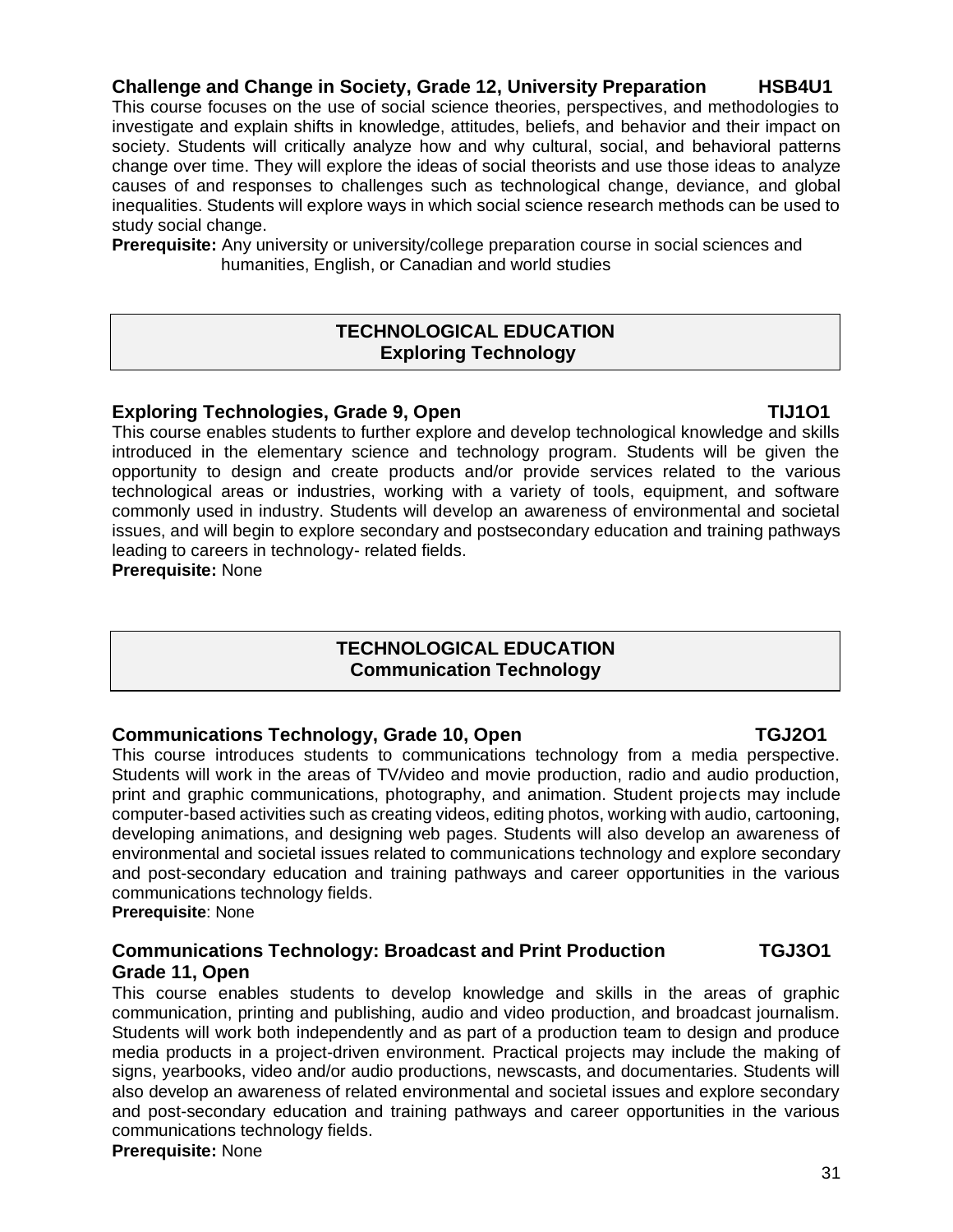**Challenge and Change in Society, Grade 12, University Preparation HSB4U1**

This course focuses on the use of social science theories, perspectives, and methodologies to investigate and explain shifts in knowledge, attitudes, beliefs, and behavior and their impact on society. Students will critically analyze how and why cultural, social, and behavioral patterns change over time. They will explore the ideas of social theorists and use those ideas to analyze causes of and responses to challenges such as technological change, deviance, and global inequalities. Students will explore ways in which social science research methods can be used to study social change.

**Prerequisite:** Any university or university/college preparation course in social sciences and humanities, English, or Canadian and world studies

## TECHNOLOGICAL EDUCATION
## Exploring Technology

**Exploring Technologies, Grade 9, Open TIJ1O1**

This course enables students to further explore and develop technological knowledge and skills introduced in the elementary science and technology program. Students will be given the opportunity to design and create products and/or provide services related to the various technological areas or industries, working with a variety of tools, equipment, and software commonly used in industry. Students will develop an awareness of environmental and societal issues, and will begin to explore secondary and postsecondary education and training pathways leading to careers in technology- related fields.

**Prerequisite:** None

## TECHNOLOGICAL EDUCATION
## Communication Technology

**Communications Technology, Grade 10, Open TGJ2O1**

This course introduces students to communications technology from a media perspective. Students will work in the areas of TV/video and movie production, radio and audio production, print and graphic communications, photography, and animation. Student projects may include computer-based activities such as creating videos, editing photos, working with audio, cartooning, developing animations, and designing web pages. Students will also develop an awareness of environmental and societal issues related to communications technology and explore secondary and post-secondary education and training pathways and career opportunities in the various communications technology fields.

**Prerequisite**: None

**Communications Technology: Broadcast and Print Production TGJ3O1**
**Grade 11, Open**

This course enables students to develop knowledge and skills in the areas of graphic communication, printing and publishing, audio and video production, and broadcast journalism. Students will work both independently and as part of a production team to design and produce media products in a project-driven environment. Practical projects may include the making of signs, yearbooks, video and/or audio productions, newscasts, and documentaries. Students will also develop an awareness of related environmental and societal issues and explore secondary and post-secondary education and training pathways and career opportunities in the various communications technology fields.

**Prerequisite:** None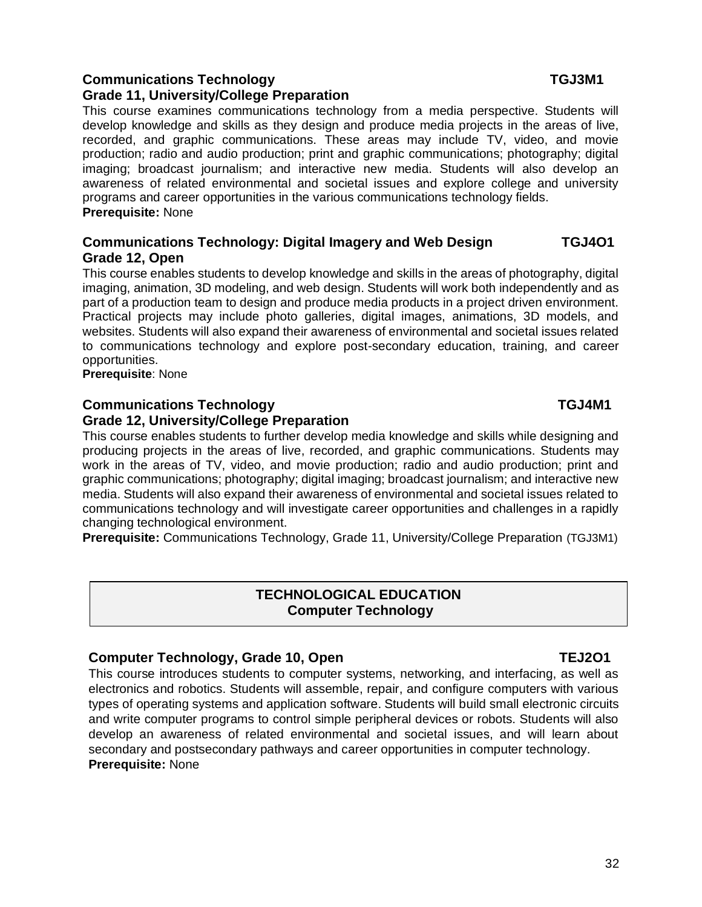### Communications Technology — TGJ3M1
**Grade 11, University/College Preparation**

This course examines communications technology from a media perspective. Students will develop knowledge and skills as they design and produce media projects in the areas of live, recorded, and graphic communications. These areas may include TV, video, and movie production; radio and audio production; print and graphic communications; photography; digital imaging; broadcast journalism; and interactive new media. Students will also develop an awareness of related environmental and societal issues and explore college and university programs and career opportunities in the various communications technology fields.
**Prerequisite:** None

### Communications Technology: Digital Imagery and Web Design — TGJ4O1
**Grade 12, Open**

This course enables students to develop knowledge and skills in the areas of photography, digital imaging, animation, 3D modeling, and web design. Students will work both independently and as part of a production team to design and produce media products in a project driven environment. Practical projects may include photo galleries, digital images, animations, 3D models, and websites. Students will also expand their awareness of environmental and societal issues related to communications technology and explore post-secondary education, training, and career opportunities.
**Prerequisite**: None

### Communications Technology — TGJ4M1
**Grade 12, University/College Preparation**

This course enables students to further develop media knowledge and skills while designing and producing projects in the areas of live, recorded, and graphic communications. Students may work in the areas of TV, video, and movie production; radio and audio production; print and graphic communications; photography; digital imaging; broadcast journalism; and interactive new media. Students will also expand their awareness of environmental and societal issues related to communications technology and will investigate career opportunities and challenges in a rapidly changing technological environment.
**Prerequisite:** Communications Technology, Grade 11, University/College Preparation (TGJ3M1)

## TECHNOLOGICAL EDUCATION
## Computer Technology

### Computer Technology, Grade 10, Open — TEJ2O1

This course introduces students to computer systems, networking, and interfacing, as well as electronics and robotics. Students will assemble, repair, and configure computers with various types of operating systems and application software. Students will build small electronic circuits and write computer programs to control simple peripheral devices or robots. Students will also develop an awareness of related environmental and societal issues, and will learn about secondary and postsecondary pathways and career opportunities in computer technology.
**Prerequisite:** None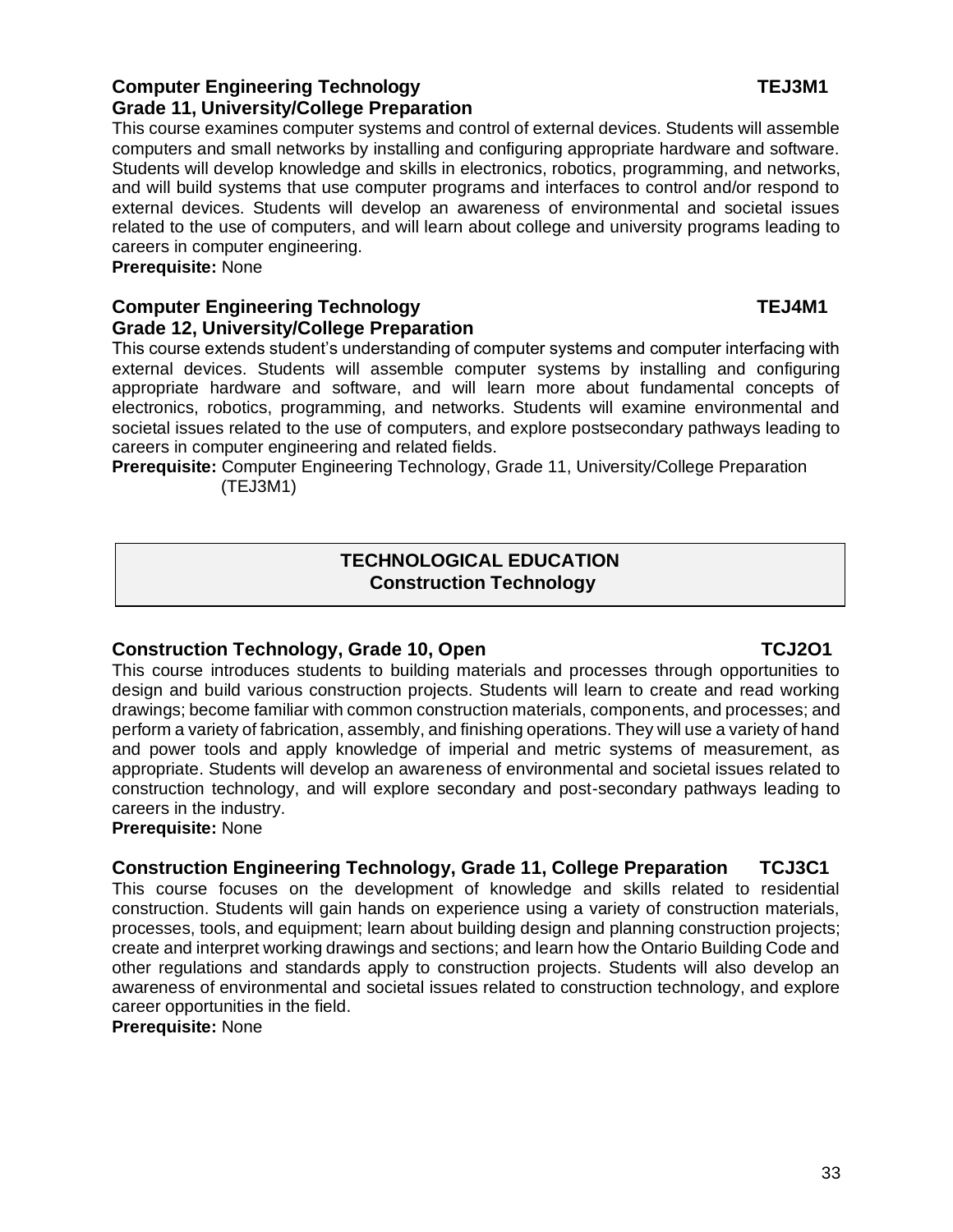### Computer Engineering Technology TEJ3M1
### Grade 11, University/College Preparation

This course examines computer systems and control of external devices. Students will assemble computers and small networks by installing and configuring appropriate hardware and software. Students will develop knowledge and skills in electronics, robotics, programming, and networks, and will build systems that use computer programs and interfaces to control and/or respond to external devices. Students will develop an awareness of environmental and societal issues related to the use of computers, and will learn about college and university programs leading to careers in computer engineering.

**Prerequisite:** None

### Computer Engineering Technology TEJ4M1
### Grade 12, University/College Preparation

This course extends student's understanding of computer systems and computer interfacing with external devices. Students will assemble computer systems by installing and configuring appropriate hardware and software, and will learn more about fundamental concepts of electronics, robotics, programming, and networks. Students will examine environmental and societal issues related to the use of computers, and explore postsecondary pathways leading to careers in computer engineering and related fields.

**Prerequisite:** Computer Engineering Technology, Grade 11, University/College Preparation (TEJ3M1)

## TECHNOLOGICAL EDUCATION
## Construction Technology

### Construction Technology, Grade 10, Open TCJ2O1

This course introduces students to building materials and processes through opportunities to design and build various construction projects. Students will learn to create and read working drawings; become familiar with common construction materials, components, and processes; and perform a variety of fabrication, assembly, and finishing operations. They will use a variety of hand and power tools and apply knowledge of imperial and metric systems of measurement, as appropriate. Students will develop an awareness of environmental and societal issues related to construction technology, and will explore secondary and post-secondary pathways leading to careers in the industry.

**Prerequisite:** None

### Construction Engineering Technology, Grade 11, College Preparation TCJ3C1

This course focuses on the development of knowledge and skills related to residential construction. Students will gain hands on experience using a variety of construction materials, processes, tools, and equipment; learn about building design and planning construction projects; create and interpret working drawings and sections; and learn how the Ontario Building Code and other regulations and standards apply to construction projects. Students will also develop an awareness of environmental and societal issues related to construction technology, and explore career opportunities in the field.

**Prerequisite:** None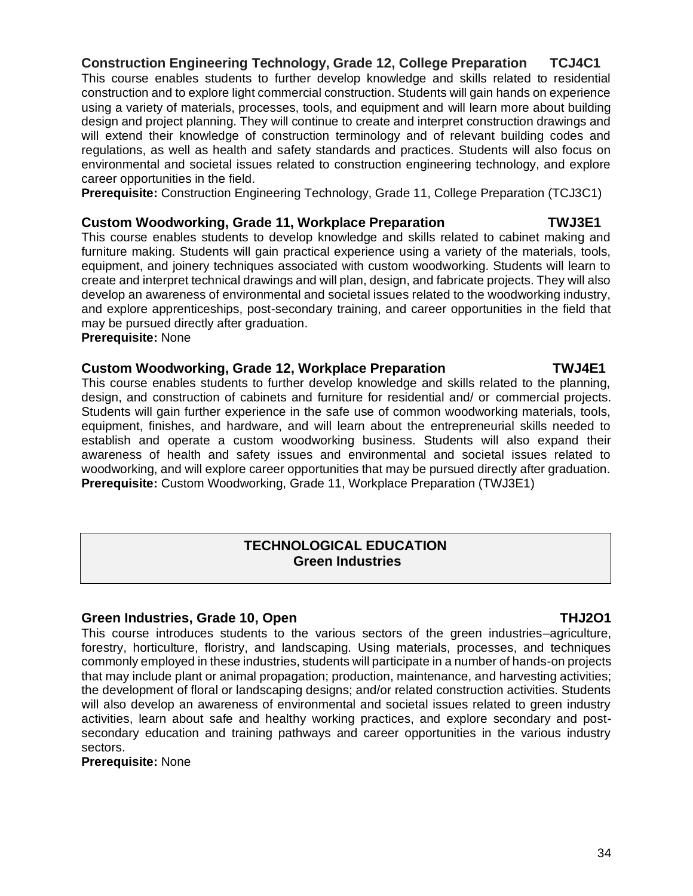### Construction Engineering Technology, Grade 12, College Preparation TCJ4C1

This course enables students to further develop knowledge and skills related to residential construction and to explore light commercial construction. Students will gain hands on experience using a variety of materials, processes, tools, and equipment and will learn more about building design and project planning. They will continue to create and interpret construction drawings and will extend their knowledge of construction terminology and of relevant building codes and regulations, as well as health and safety standards and practices. Students will also focus on environmental and societal issues related to construction engineering technology, and explore career opportunities in the field.

**Prerequisite:** Construction Engineering Technology, Grade 11, College Preparation (TCJ3C1)

### Custom Woodworking, Grade 11, Workplace Preparation TWJ3E1

This course enables students to develop knowledge and skills related to cabinet making and furniture making. Students will gain practical experience using a variety of the materials, tools, equipment, and joinery techniques associated with custom woodworking. Students will learn to create and interpret technical drawings and will plan, design, and fabricate projects. They will also develop an awareness of environmental and societal issues related to the woodworking industry, and explore apprenticeships, post-secondary training, and career opportunities in the field that may be pursued directly after graduation.

**Prerequisite:** None

### Custom Woodworking, Grade 12, Workplace Preparation TWJ4E1

This course enables students to further develop knowledge and skills related to the planning, design, and construction of cabinets and furniture for residential and/ or commercial projects. Students will gain further experience in the safe use of common woodworking materials, tools, equipment, finishes, and hardware, and will learn about the entrepreneurial skills needed to establish and operate a custom woodworking business. Students will also expand their awareness of health and safety issues and environmental and societal issues related to woodworking, and will explore career opportunities that may be pursued directly after graduation.

**Prerequisite:** Custom Woodworking, Grade 11, Workplace Preparation (TWJ3E1)

## TECHNOLOGICAL EDUCATION
## Green Industries

### Green Industries, Grade 10, Open THJ2O1

This course introduces students to the various sectors of the green industries–agriculture, forestry, horticulture, floristry, and landscaping. Using materials, processes, and techniques commonly employed in these industries, students will participate in a number of hands-on projects that may include plant or animal propagation; production, maintenance, and harvesting activities; the development of floral or landscaping designs; and/or related construction activities. Students will also develop an awareness of environmental and societal issues related to green industry activities, learn about safe and healthy working practices, and explore secondary and post-secondary education and training pathways and career opportunities in the various industry sectors.

**Prerequisite:** None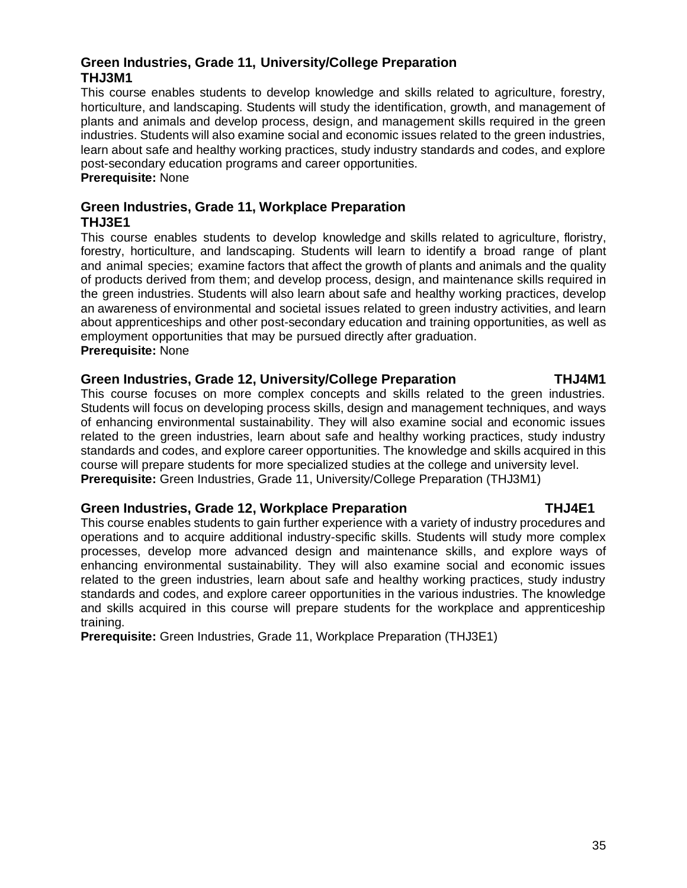### Green Industries, Grade 11, University/College Preparation
### THJ3M1

This course enables students to develop knowledge and skills related to agriculture, forestry, horticulture, and landscaping. Students will study the identification, growth, and management of plants and animals and develop process, design, and management skills required in the green industries. Students will also examine social and economic issues related to the green industries, learn about safe and healthy working practices, study industry standards and codes, and explore post-secondary education programs and career opportunities.

**Prerequisite:** None

### Green Industries, Grade 11, Workplace Preparation
### THJ3E1

This course enables students to develop knowledge and skills related to agriculture, floristry, forestry, horticulture, and landscaping. Students will learn to identify a broad range of plant and animal species; examine factors that affect the growth of plants and animals and the quality of products derived from them; and develop process, design, and maintenance skills required in the green industries. Students will also learn about safe and healthy working practices, develop an awareness of environmental and societal issues related to green industry activities, and learn about apprenticeships and other post-secondary education and training opportunities, as well as employment opportunities that may be pursued directly after graduation.

**Prerequisite:** None

### Green Industries, Grade 12, University/College Preparation THJ4M1

This course focuses on more complex concepts and skills related to the green industries. Students will focus on developing process skills, design and management techniques, and ways of enhancing environmental sustainability. They will also examine social and economic issues related to the green industries, learn about safe and healthy working practices, study industry standards and codes, and explore career opportunities. The knowledge and skills acquired in this course will prepare students for more specialized studies at the college and university level.

**Prerequisite:** Green Industries, Grade 11, University/College Preparation (THJ3M1)

### Green Industries, Grade 12, Workplace Preparation THJ4E1

This course enables students to gain further experience with a variety of industry procedures and operations and to acquire additional industry-specific skills. Students will study more complex processes, develop more advanced design and maintenance skills, and explore ways of enhancing environmental sustainability. They will also examine social and economic issues related to the green industries, learn about safe and healthy working practices, study industry standards and codes, and explore career opportunities in the various industries. The knowledge and skills acquired in this course will prepare students for the workplace and apprenticeship training.

**Prerequisite:** Green Industries, Grade 11, Workplace Preparation (THJ3E1)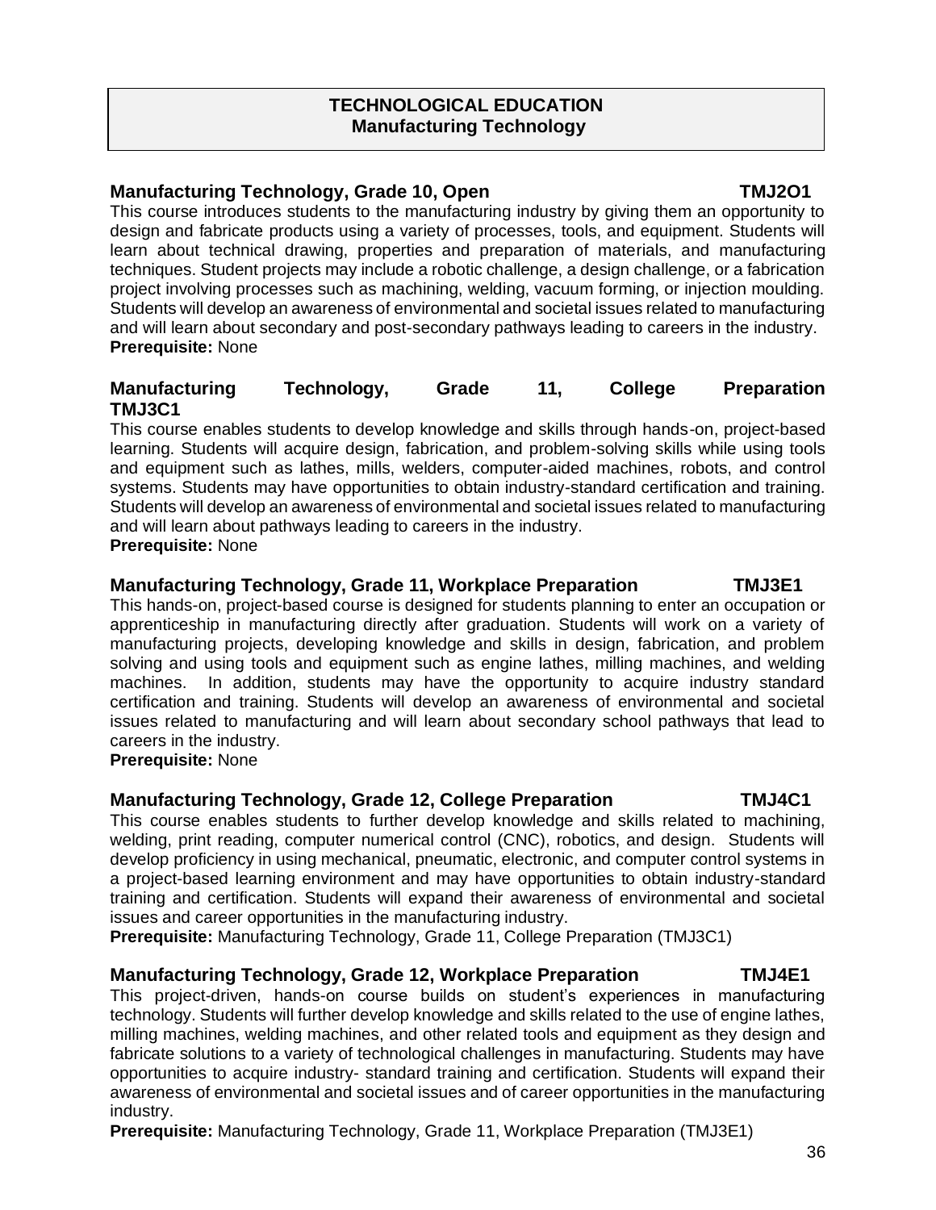# TECHNOLOGICAL EDUCATION
## Manufacturing Technology

### Manufacturing Technology, Grade 10, Open — TMJ2O1

This course introduces students to the manufacturing industry by giving them an opportunity to design and fabricate products using a variety of processes, tools, and equipment. Students will learn about technical drawing, properties and preparation of materials, and manufacturing techniques. Student projects may include a robotic challenge, a design challenge, or a fabrication project involving processes such as machining, welding, vacuum forming, or injection moulding. Students will develop an awareness of environmental and societal issues related to manufacturing and will learn about secondary and post-secondary pathways leading to careers in the industry.
**Prerequisite:** None

### Manufacturing Technology, Grade 11, College Preparation TMJ3C1

This course enables students to develop knowledge and skills through hands-on, project-based learning. Students will acquire design, fabrication, and problem-solving skills while using tools and equipment such as lathes, mills, welders, computer-aided machines, robots, and control systems. Students may have opportunities to obtain industry-standard certification and training. Students will develop an awareness of environmental and societal issues related to manufacturing and will learn about pathways leading to careers in the industry.
**Prerequisite:** None

### Manufacturing Technology, Grade 11, Workplace Preparation — TMJ3E1

This hands-on, project-based course is designed for students planning to enter an occupation or apprenticeship in manufacturing directly after graduation. Students will work on a variety of manufacturing projects, developing knowledge and skills in design, fabrication, and problem solving and using tools and equipment such as engine lathes, milling machines, and welding machines. In addition, students may have the opportunity to acquire industry standard certification and training. Students will develop an awareness of environmental and societal issues related to manufacturing and will learn about secondary school pathways that lead to careers in the industry.
**Prerequisite:** None

### Manufacturing Technology, Grade 12, College Preparation — TMJ4C1

This course enables students to further develop knowledge and skills related to machining, welding, print reading, computer numerical control (CNC), robotics, and design. Students will develop proficiency in using mechanical, pneumatic, electronic, and computer control systems in a project-based learning environment and may have opportunities to obtain industry-standard training and certification. Students will expand their awareness of environmental and societal issues and career opportunities in the manufacturing industry.
**Prerequisite:** Manufacturing Technology, Grade 11, College Preparation (TMJ3C1)

### Manufacturing Technology, Grade 12, Workplace Preparation — TMJ4E1

This project-driven, hands-on course builds on student's experiences in manufacturing technology. Students will further develop knowledge and skills related to the use of engine lathes, milling machines, welding machines, and other related tools and equipment as they design and fabricate solutions to a variety of technological challenges in manufacturing. Students may have opportunities to acquire industry- standard training and certification. Students will expand their awareness of environmental and societal issues and of career opportunities in the manufacturing industry.
**Prerequisite:** Manufacturing Technology, Grade 11, Workplace Preparation (TMJ3E1)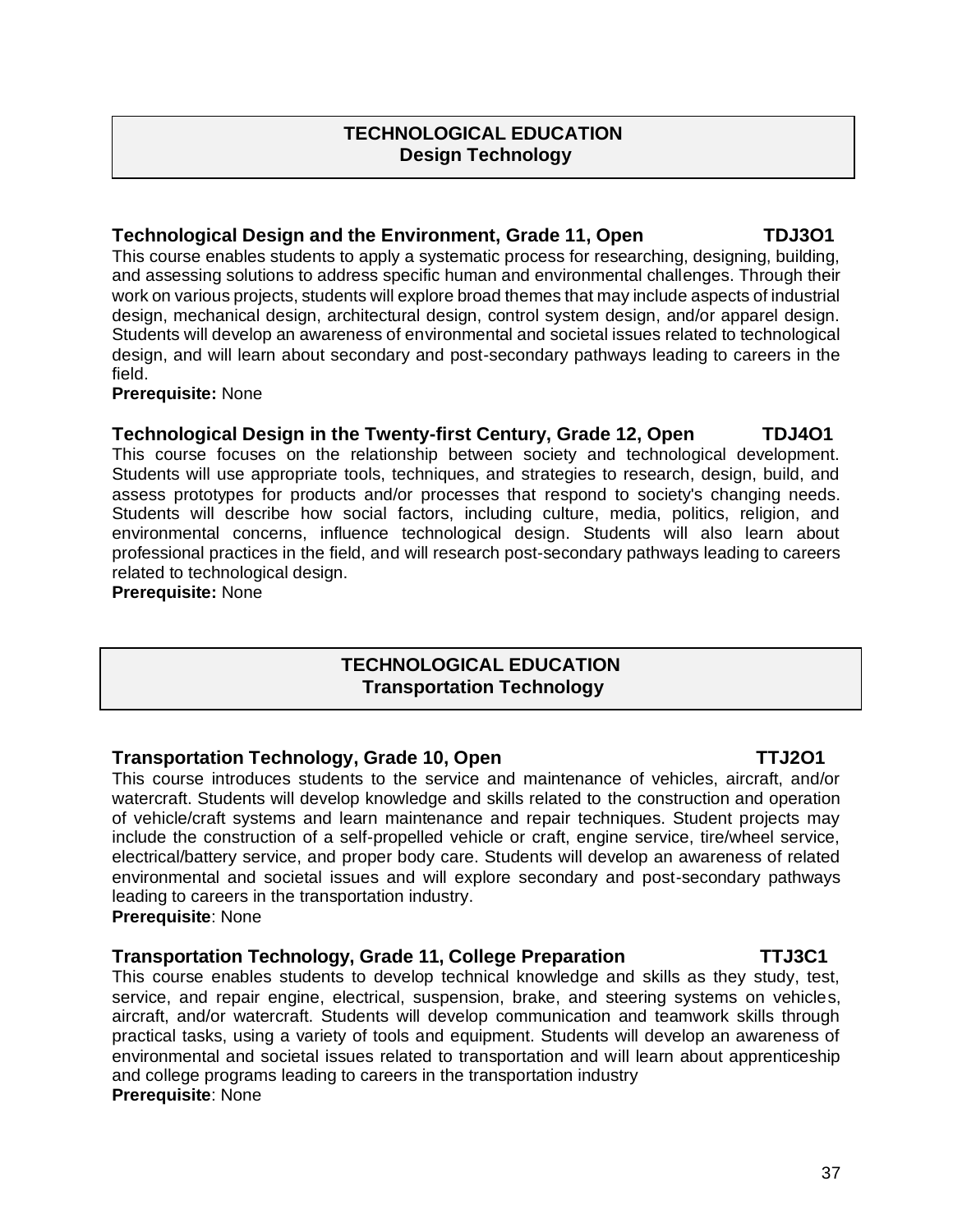## TECHNOLOGICAL EDUCATION
## Design Technology

### Technological Design and the Environment, Grade 11, Open — TDJ3O1

This course enables students to apply a systematic process for researching, designing, building, and assessing solutions to address specific human and environmental challenges. Through their work on various projects, students will explore broad themes that may include aspects of industrial design, mechanical design, architectural design, control system design, and/or apparel design. Students will develop an awareness of environmental and societal issues related to technological design, and will learn about secondary and post-secondary pathways leading to careers in the field.

**Prerequisite:** None

### Technological Design in the Twenty-first Century, Grade 12, Open — TDJ4O1

This course focuses on the relationship between society and technological development. Students will use appropriate tools, techniques, and strategies to research, design, build, and assess prototypes for products and/or processes that respond to society's changing needs. Students will describe how social factors, including culture, media, politics, religion, and environmental concerns, influence technological design. Students will also learn about professional practices in the field, and will research post-secondary pathways leading to careers related to technological design.

**Prerequisite:** None

## TECHNOLOGICAL EDUCATION
## Transportation Technology

### Transportation Technology, Grade 10, Open — TTJ2O1

This course introduces students to the service and maintenance of vehicles, aircraft, and/or watercraft. Students will develop knowledge and skills related to the construction and operation of vehicle/craft systems and learn maintenance and repair techniques. Student projects may include the construction of a self-propelled vehicle or craft, engine service, tire/wheel service, electrical/battery service, and proper body care. Students will develop an awareness of related environmental and societal issues and will explore secondary and post-secondary pathways leading to careers in the transportation industry.

**Prerequisite**: None

### Transportation Technology, Grade 11, College Preparation — TTJ3C1

This course enables students to develop technical knowledge and skills as they study, test, service, and repair engine, electrical, suspension, brake, and steering systems on vehicles, aircraft, and/or watercraft. Students will develop communication and teamwork skills through practical tasks, using a variety of tools and equipment. Students will develop an awareness of environmental and societal issues related to transportation and will learn about apprenticeship and college programs leading to careers in the transportation industry

**Prerequisite**: None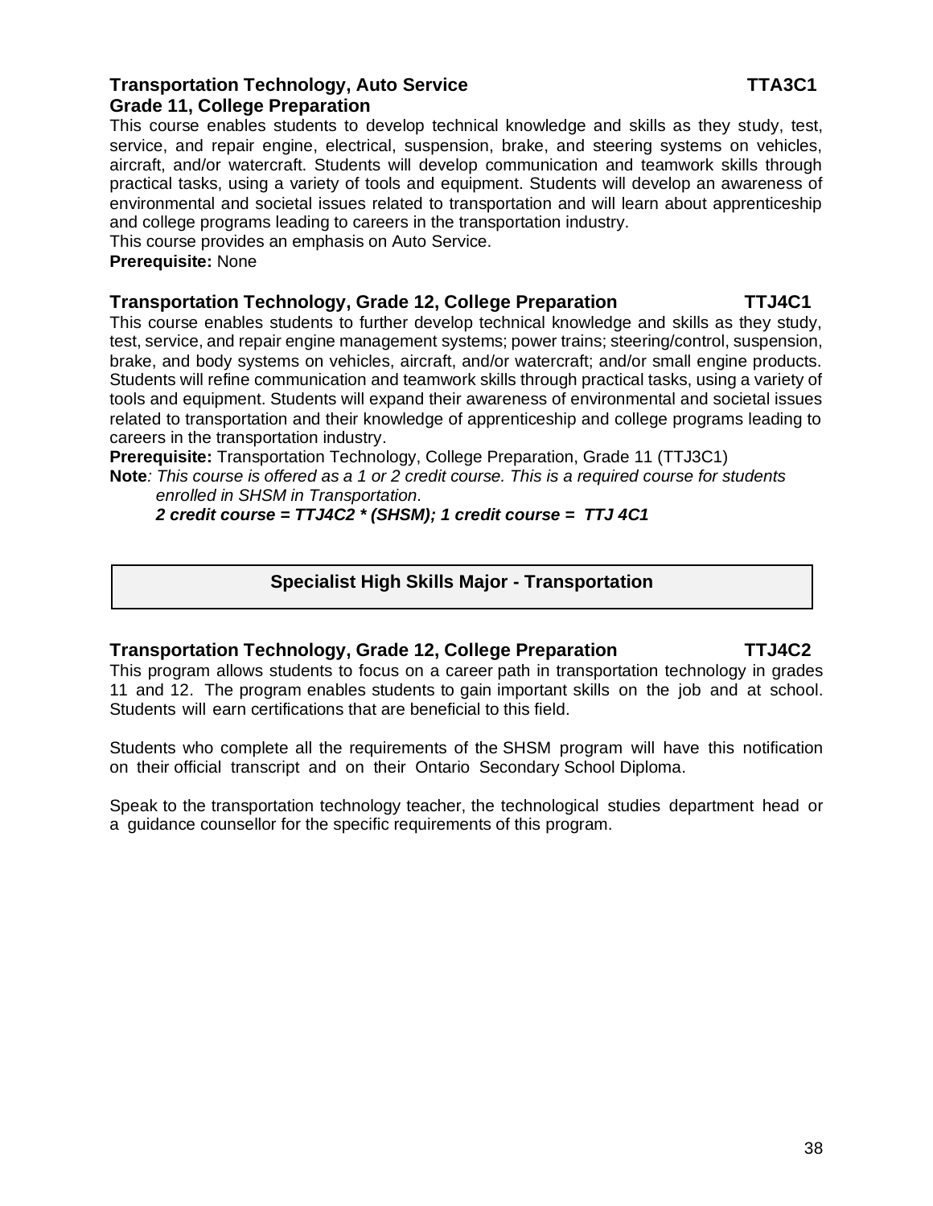### Transportation Technology, Auto Service TTA3C1
### Grade 11, College Preparation

This course enables students to develop technical knowledge and skills as they study, test, service, and repair engine, electrical, suspension, brake, and steering systems on vehicles, aircraft, and/or watercraft. Students will develop communication and teamwork skills through practical tasks, using a variety of tools and equipment. Students will develop an awareness of environmental and societal issues related to transportation and will learn about apprenticeship and college programs leading to careers in the transportation industry.
This course provides an emphasis on Auto Service.

**Prerequisite:** None

### Transportation Technology, Grade 12, College Preparation TTJ4C1

This course enables students to further develop technical knowledge and skills as they study, test, service, and repair engine management systems; power trains; steering/control, suspension, brake, and body systems on vehicles, aircraft, and/or watercraft; and/or small engine products. Students will refine communication and teamwork skills through practical tasks, using a variety of tools and equipment. Students will expand their awareness of environmental and societal issues related to transportation and their knowledge of apprenticeship and college programs leading to careers in the transportation industry.

**Prerequisite:** Transportation Technology, College Preparation, Grade 11 (TTJ3C1)

**Note***: This course is offered as a 1 or 2 credit course. This is a required course for students enrolled in SHSM in Transportation.*
***2 credit course = TTJ4C2 * (SHSM); 1 credit course = TTJ 4C1***

## Specialist High Skills Major - Transportation

### Transportation Technology, Grade 12, College Preparation TTJ4C2

This program allows students to focus on a career path in transportation technology in grades 11 and 12. The program enables students to gain important skills on the job and at school. Students will earn certifications that are beneficial to this field.

Students who complete all the requirements of the SHSM program will have this notification on their official transcript and on their Ontario Secondary School Diploma.

Speak to the transportation technology teacher, the technological studies department head or a guidance counsellor for the specific requirements of this program.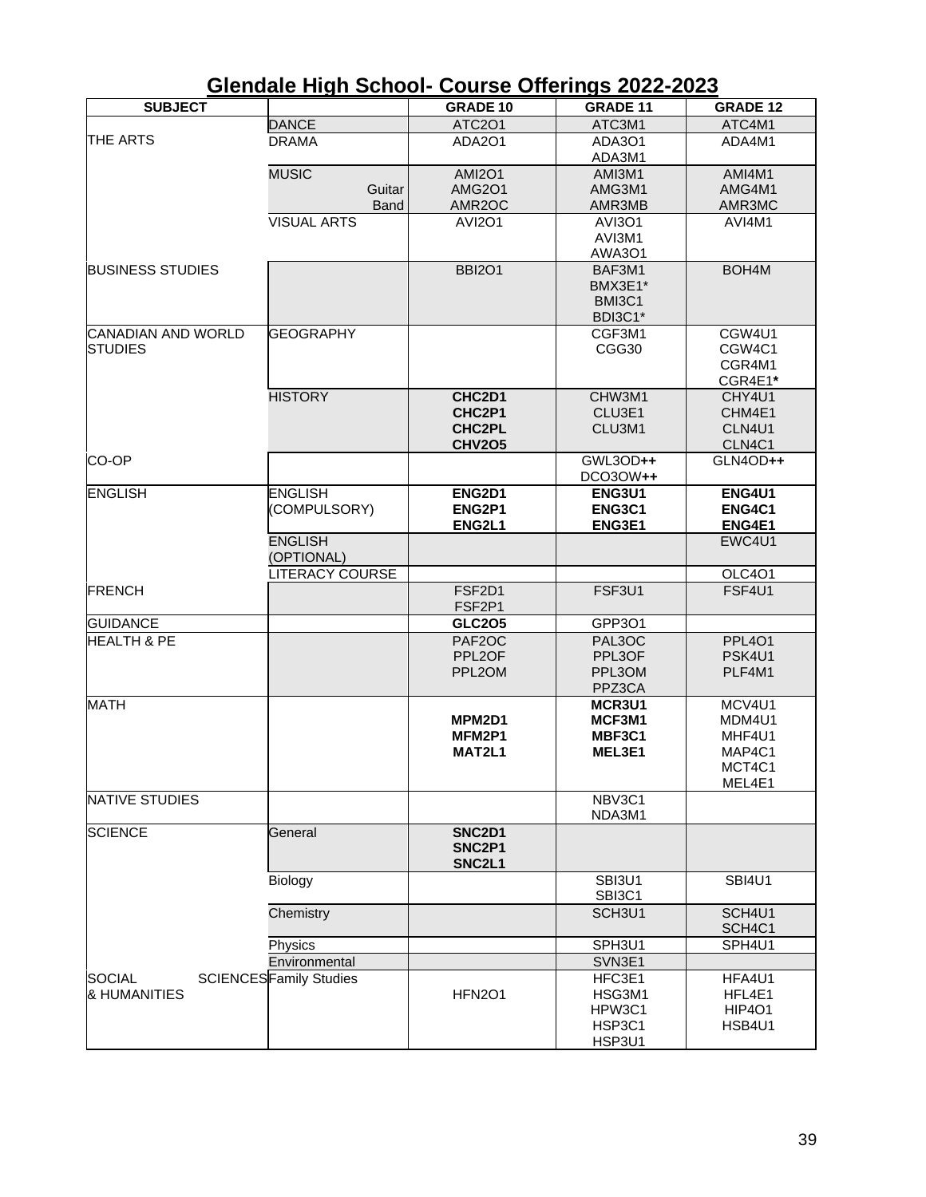# Glendale High School- Course Offerings 2022-2023

| SUBJECT | | GRADE 10 | GRADE 11 | GRADE 12 |
|---|---|---|---|---|
| THE ARTS | DANCE | ATC2O1 | ATC3M1 | ATC4M1 |
| | DRAMA | ADA2O1 | ADA3O1<br>ADA3M1 | ADA4M1 |
| | MUSIC<br>Guitar<br>Band | AMI2O1<br>AMG2O1<br>AMR2OC | AMI3M1<br>AMG3M1<br>AMR3MB | AMI4M1<br>AMG4M1<br>AMR3MC |
| | VISUAL ARTS | AVI2O1 | AVI3O1<br>AVI3M1<br>AWA3O1 | AVI4M1 |
| BUSINESS STUDIES | | BBI2O1 | BAF3M1<br>BMX3E1*<br>BMI3C1<br>BDI3C1* | BOH4M |
| CANADIAN AND WORLD STUDIES | GEOGRAPHY | | CGF3M1<br>CGG30 | CGW4U1<br>CGW4C1<br>CGR4M1<br>CGR4E1**\*** |
| | HISTORY | **CHC2D1**<br>**CHC2P1**<br>**CHC2PL**<br>**CHV2O5** | CHW3M1<br>CLU3E1<br>CLU3M1 | CHY4U1<br>CHM4E1<br>CLN4U1<br>CLN4C1 |
| CO-OP | | | GWL3OD**++**<br>DCO3OW**++** | GLN4OD**++** |
| ENGLISH | ENGLISH (COMPULSORY) | **ENG2D1**<br>**ENG2P1**<br>**ENG2L1** | **ENG3U1**<br>**ENG3C1**<br>**ENG3E1** | **ENG4U1**<br>**ENG4C1**<br>**ENG4E1** |
| | ENGLISH (OPTIONAL) | | | EWC4U1 |
| | LITERACY COURSE | | | OLC4O1 |
| FRENCH | | FSF2D1<br>FSF2P1 | FSF3U1 | FSF4U1 |
| GUIDANCE | | **GLC2O5** | GPP3O1 | |
| HEALTH & PE | | PAF2OC<br>PPL2OF<br>PPL2OM | PAL3OC<br>PPL3OF<br>PPL3OM<br>PPZ3CA | PPL4O1<br>PSK4U1<br>PLF4M1 |
| MATH | | **MPM2D1**<br>**MFM2P1**<br>**MAT2L1** | **MCR3U1**<br>**MCF3M1**<br>**MBF3C1**<br>**MEL3E1** | MCV4U1<br>MDM4U1<br>MHF4U1<br>MAP4C1<br>MCT4C1<br>MEL4E1 |
| NATIVE STUDIES | | | NBV3C1<br>NDA3M1 | |
| SCIENCE | General | **SNC2D1**<br>**SNC2P1**<br>**SNC2L1** | | |
| | Biology | | SBI3U1<br>SBI3C1 | SBI4U1 |
| | Chemistry | | SCH3U1 | SCH4U1<br>SCH4C1 |
| | Physics | | SPH3U1 | SPH4U1 |
| | Environmental | | SVN3E1 | |
| SOCIAL SCIENCES & HUMANITIES | Family Studies | HFN2O1 | HFC3E1<br>HSG3M1<br>HPW3C1<br>HSP3C1<br>HSP3U1 | HFA4U1<br>HFL4E1<br>HIP4O1<br>HSB4U1 |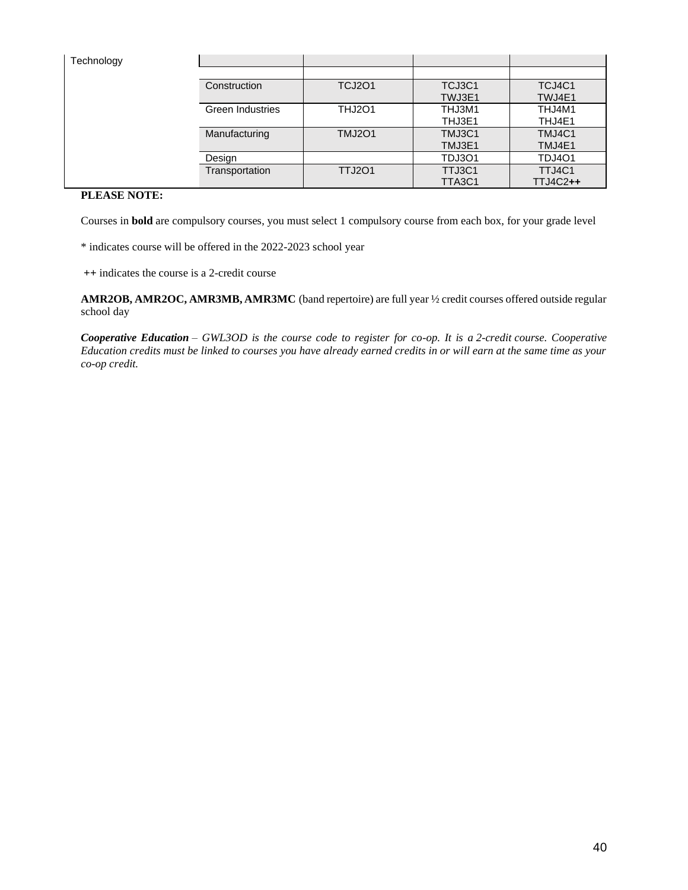| | | | | |
|---|---|---|---|---|
| Technology | | | | |
| | | | | |
| | Construction | TCJ2O1 | TCJ3C1<br>TWJ3E1 | TCJ4C1<br>TWJ4E1 |
| | Green Industries | THJ2O1 | THJ3M1<br>THJ3E1 | THJ4M1<br>THJ4E1 |
| | Manufacturing | TMJ2O1 | TMJ3C1<br>TMJ3E1 | TMJ4C1<br>TMJ4E1 |
| | Design | | TDJ3O1 | TDJ4O1 |
| | Transportation | TTJ2O1 | TTJ3C1<br>TTA3C1 | TTJ4C1<br>TTJ4C2**++** |

**PLEASE NOTE:**

Courses in **bold** are compulsory courses, you must select 1 compulsory course from each box, for your grade level

* indicates course will be offered in the 2022-2023 school year

++ indicates the course is a 2-credit course

**AMR2OB, AMR2OC, AMR3MB, AMR3MC** (band repertoire) are full year ½ credit courses offered outside regular school day

***Cooperative Education*** *– GWL3OD is the course code to register for co-op. It is a 2-credit course. Cooperative Education credits must be linked to courses you have already earned credits in or will earn at the same time as your co-op credit.*